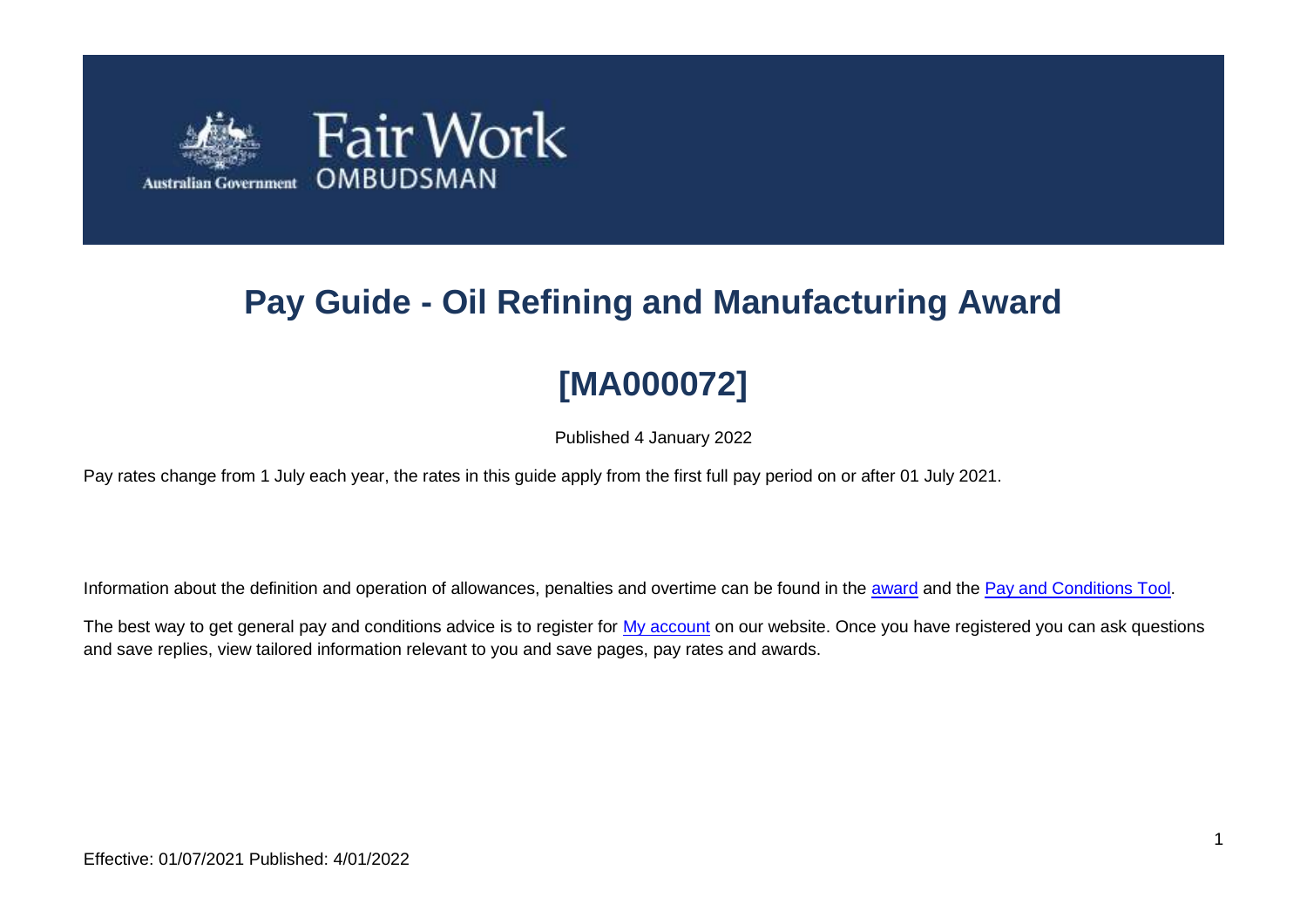# Pay Guide - Oil Refining and Manufacturing Award

## [MA000072]

Published 4 January 2022

Pay rates change from 1 July each year, the rates in this guide apply from the first full pay period on or after 01 July 2021.

Information about the definition and operation of allowances, penalties and overtime can be found in the award and the Pay and Conditions Tool.

The best way to get general pay and conditions advice is to register for My account on our website. Once you have registered you can ask questions and save replies, view tailored information relevant to you and save pages, pay rates and awards.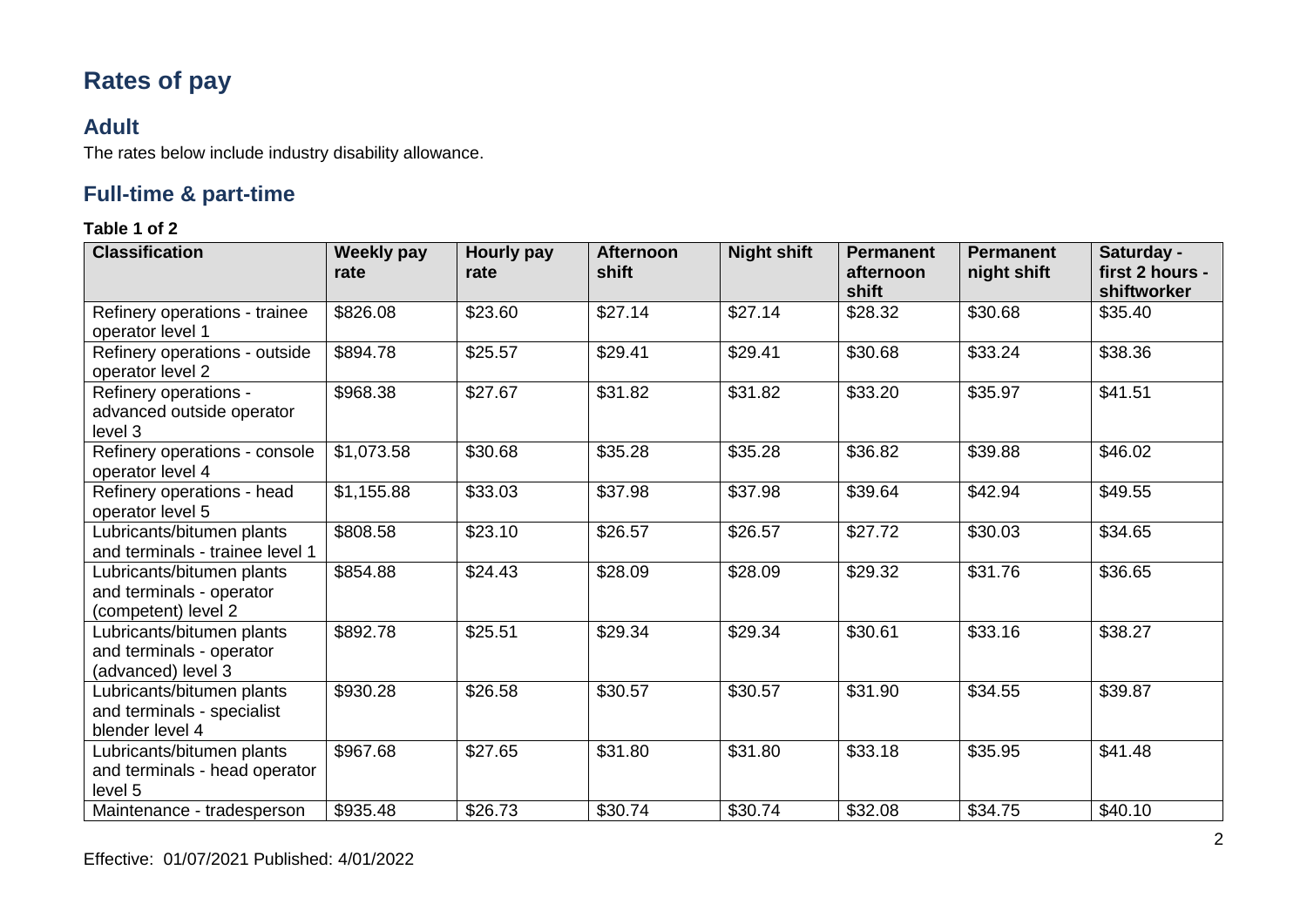# Rates of pay

## Adult

The rates below include industry disability allowance.

## Full-time & part-time

**Table 1 of 2**

| Classification | Weekly pay rate | Hourly pay rate | Afternoon shift | Night shift | Permanent afternoon shift | Permanent night shift | Saturday - first 2 hours - shiftworker |
|---|---|---|---|---|---|---|---|
| Refinery operations - trainee operator level 1 | $826.08 | $23.60 | $27.14 | $27.14 | $28.32 | $30.68 | $35.40 |
| Refinery operations - outside operator level 2 | $894.78 | $25.57 | $29.41 | $29.41 | $30.68 | $33.24 | $38.36 |
| Refinery operations - advanced outside operator level 3 | $968.38 | $27.67 | $31.82 | $31.82 | $33.20 | $35.97 | $41.51 |
| Refinery operations - console operator level 4 | $1,073.58 | $30.68 | $35.28 | $35.28 | $36.82 | $39.88 | $46.02 |
| Refinery operations - head operator level 5 | $1,155.88 | $33.03 | $37.98 | $37.98 | $39.64 | $42.94 | $49.55 |
| Lubricants/bitumen plants and terminals - trainee level 1 | $808.58 | $23.10 | $26.57 | $26.57 | $27.72 | $30.03 | $34.65 |
| Lubricants/bitumen plants and terminals - operator (competent) level 2 | $854.88 | $24.43 | $28.09 | $28.09 | $29.32 | $31.76 | $36.65 |
| Lubricants/bitumen plants and terminals - operator (advanced) level 3 | $892.78 | $25.51 | $29.34 | $29.34 | $30.61 | $33.16 | $38.27 |
| Lubricants/bitumen plants and terminals - specialist blender level 4 | $930.28 | $26.58 | $30.57 | $30.57 | $31.90 | $34.55 | $39.87 |
| Lubricants/bitumen plants and terminals - head operator level 5 | $967.68 | $27.65 | $31.80 | $31.80 | $33.18 | $35.95 | $41.48 |
| Maintenance - tradesperson | $935.48 | $26.73 | $30.74 | $30.74 | $32.08 | $34.75 | $40.10 |

Effective: 01/07/2021 Published: 4/01/2022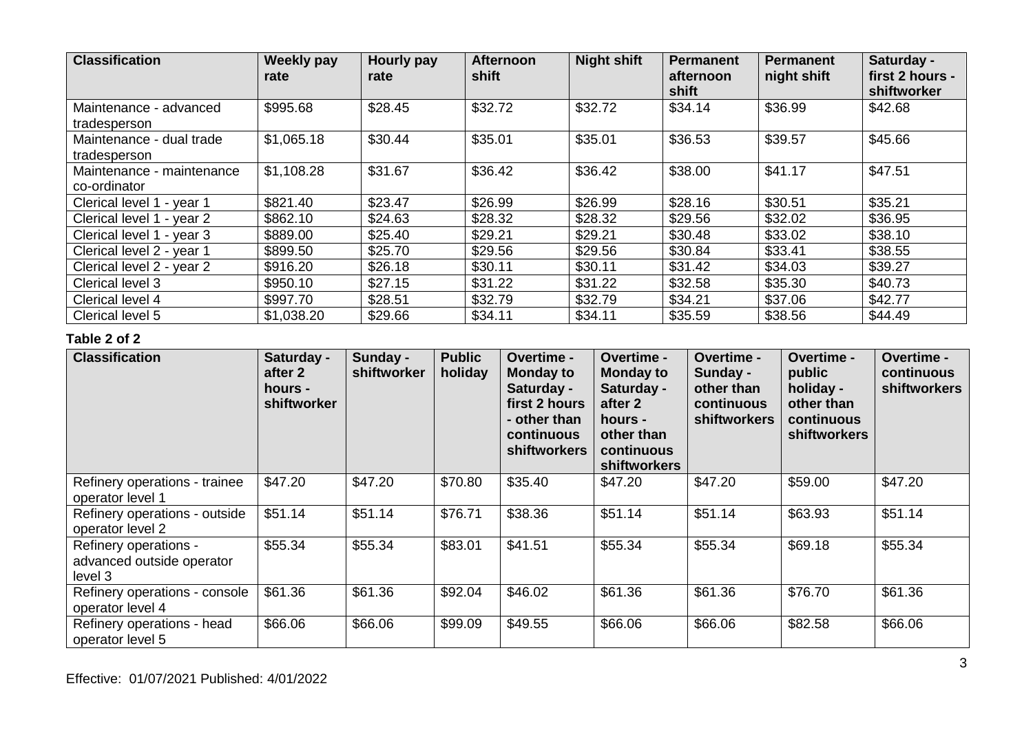| Classification | Weekly pay rate | Hourly pay rate | Afternoon shift | Night shift | Permanent afternoon shift | Permanent night shift | Saturday - first 2 hours - shiftworker |
| --- | --- | --- | --- | --- | --- | --- | --- |
| Maintenance - advanced tradesperson | $995.68 | $28.45 | $32.72 | $32.72 | $34.14 | $36.99 | $42.68 |
| Maintenance - dual trade tradesperson | $1,065.18 | $30.44 | $35.01 | $35.01 | $36.53 | $39.57 | $45.66 |
| Maintenance - maintenance co-ordinator | $1,108.28 | $31.67 | $36.42 | $36.42 | $38.00 | $41.17 | $47.51 |
| Clerical level 1 - year 1 | $821.40 | $23.47 | $26.99 | $26.99 | $28.16 | $30.51 | $35.21 |
| Clerical level 1 - year 2 | $862.10 | $24.63 | $28.32 | $28.32 | $29.56 | $32.02 | $36.95 |
| Clerical level 1 - year 3 | $889.00 | $25.40 | $29.21 | $29.21 | $30.48 | $33.02 | $38.10 |
| Clerical level 2 - year 1 | $899.50 | $25.70 | $29.56 | $29.56 | $30.84 | $33.41 | $38.55 |
| Clerical level 2 - year 2 | $916.20 | $26.18 | $30.11 | $30.11 | $31.42 | $34.03 | $39.27 |
| Clerical level 3 | $950.10 | $27.15 | $31.22 | $31.22 | $32.58 | $35.30 | $40.73 |
| Clerical level 4 | $997.70 | $28.51 | $32.79 | $32.79 | $34.21 | $37.06 | $42.77 |
| Clerical level 5 | $1,038.20 | $29.66 | $34.11 | $34.11 | $35.59 | $38.56 | $44.49 |

**Table 2 of 2**

| Classification | Saturday - after 2 hours - shiftworker | Sunday - shiftworker | Public holiday | Overtime - Monday to Saturday - first 2 hours - other than continuous shiftworkers | Overtime - Monday to Saturday - after 2 hours - other than continuous shiftworkers | Overtime - Sunday - other than continuous shiftworkers | Overtime - public holiday - other than continuous shiftworkers | Overtime - continuous shiftworkers |
| --- | --- | --- | --- | --- | --- | --- | --- | --- |
| Refinery operations - trainee operator level 1 | $47.20 | $47.20 | $70.80 | $35.40 | $47.20 | $47.20 | $59.00 | $47.20 |
| Refinery operations - outside operator level 2 | $51.14 | $51.14 | $76.71 | $38.36 | $51.14 | $51.14 | $63.93 | $51.14 |
| Refinery operations - advanced outside operator level 3 | $55.34 | $55.34 | $83.01 | $41.51 | $55.34 | $55.34 | $69.18 | $55.34 |
| Refinery operations - console operator level 4 | $61.36 | $61.36 | $92.04 | $46.02 | $61.36 | $61.36 | $76.70 | $61.36 |
| Refinery operations - head operator level 5 | $66.06 | $66.06 | $99.09 | $49.55 | $66.06 | $66.06 | $82.58 | $66.06 |

Effective: 01/07/2021 Published: 4/01/2022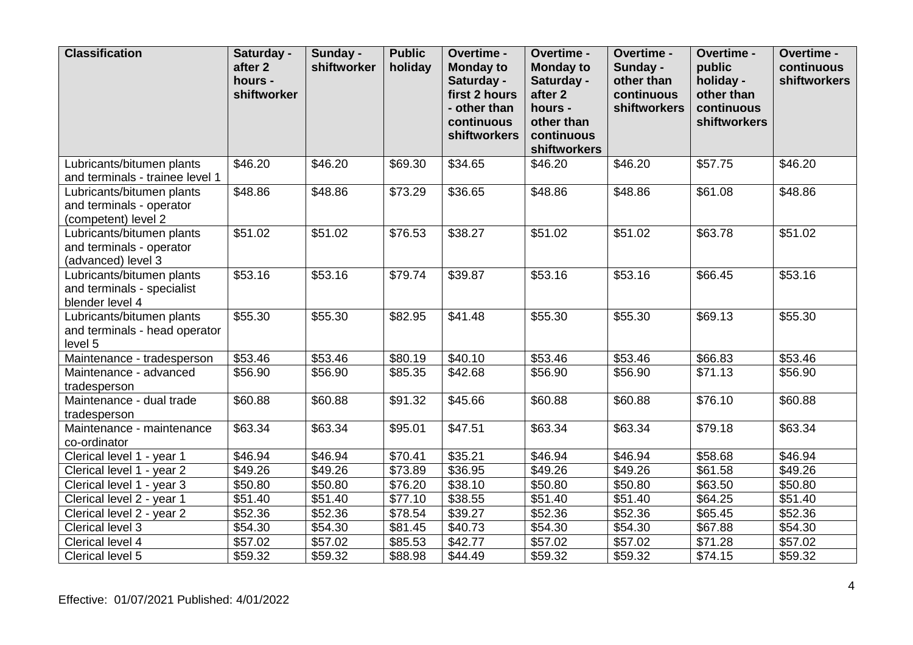| Classification | Saturday - after 2 hours - shiftworker | Sunday - shiftworker | Public holiday | Overtime - Monday to Saturday - first 2 hours - other than continuous shiftworkers | Overtime - Monday to Saturday - after 2 hours - other than continuous shiftworkers | Overtime - Sunday - other than continuous shiftworkers | Overtime - public holiday - other than continuous shiftworkers | Overtime - continuous shiftworkers |
|---|---|---|---|---|---|---|---|---|
| Lubricants/bitumen plants and terminals - trainee level 1 | $46.20 | $46.20 | $69.30 | $34.65 | $46.20 | $46.20 | $57.75 | $46.20 |
| Lubricants/bitumen plants and terminals - operator (competent) level 2 | $48.86 | $48.86 | $73.29 | $36.65 | $48.86 | $48.86 | $61.08 | $48.86 |
| Lubricants/bitumen plants and terminals - operator (advanced) level 3 | $51.02 | $51.02 | $76.53 | $38.27 | $51.02 | $51.02 | $63.78 | $51.02 |
| Lubricants/bitumen plants and terminals - specialist blender level 4 | $53.16 | $53.16 | $79.74 | $39.87 | $53.16 | $53.16 | $66.45 | $53.16 |
| Lubricants/bitumen plants and terminals - head operator level 5 | $55.30 | $55.30 | $82.95 | $41.48 | $55.30 | $55.30 | $69.13 | $55.30 |
| Maintenance - tradesperson | $53.46 | $53.46 | $80.19 | $40.10 | $53.46 | $53.46 | $66.83 | $53.46 |
| Maintenance - advanced tradesperson | $56.90 | $56.90 | $85.35 | $42.68 | $56.90 | $56.90 | $71.13 | $56.90 |
| Maintenance - dual trade tradesperson | $60.88 | $60.88 | $91.32 | $45.66 | $60.88 | $60.88 | $76.10 | $60.88 |
| Maintenance - maintenance co-ordinator | $63.34 | $63.34 | $95.01 | $47.51 | $63.34 | $63.34 | $79.18 | $63.34 |
| Clerical level 1 - year 1 | $46.94 | $46.94 | $70.41 | $35.21 | $46.94 | $46.94 | $58.68 | $46.94 |
| Clerical level 1 - year 2 | $49.26 | $49.26 | $73.89 | $36.95 | $49.26 | $49.26 | $61.58 | $49.26 |
| Clerical level 1 - year 3 | $50.80 | $50.80 | $76.20 | $38.10 | $50.80 | $50.80 | $63.50 | $50.80 |
| Clerical level 2 - year 1 | $51.40 | $51.40 | $77.10 | $38.55 | $51.40 | $51.40 | $64.25 | $51.40 |
| Clerical level 2 - year 2 | $52.36 | $52.36 | $78.54 | $39.27 | $52.36 | $52.36 | $65.45 | $52.36 |
| Clerical level 3 | $54.30 | $54.30 | $81.45 | $40.73 | $54.30 | $54.30 | $67.88 | $54.30 |
| Clerical level 4 | $57.02 | $57.02 | $85.53 | $42.77 | $57.02 | $57.02 | $71.28 | $57.02 |
| Clerical level 5 | $59.32 | $59.32 | $88.98 | $44.49 | $59.32 | $59.32 | $74.15 | $59.32 |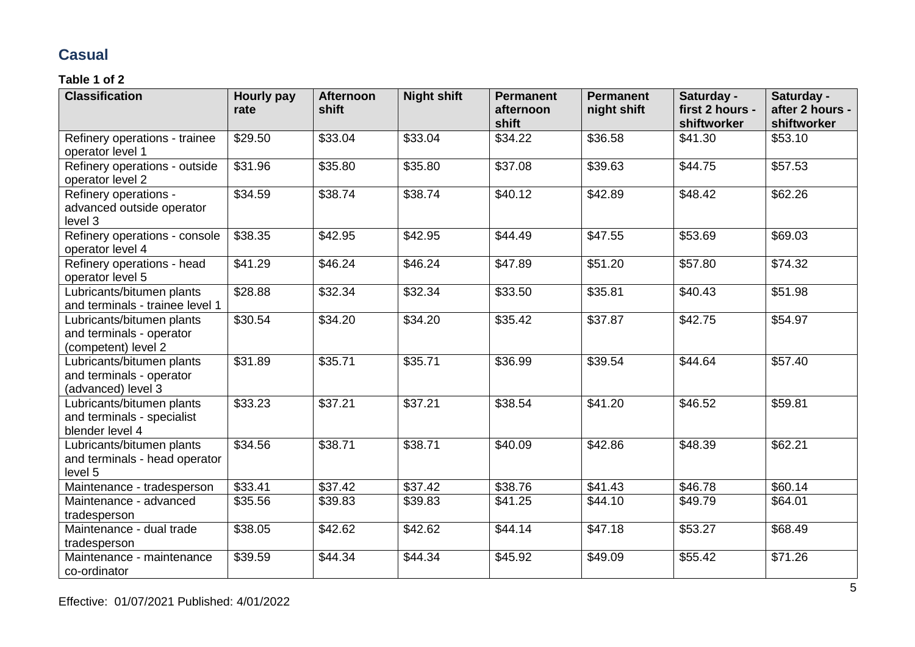## Casual

**Table 1 of 2**

| Classification | Hourly pay rate | Afternoon shift | Night shift | Permanent afternoon shift | Permanent night shift | Saturday - first 2 hours - shiftworker | Saturday - after 2 hours - shiftworker |
|---|---|---|---|---|---|---|---|
| Refinery operations - trainee operator level 1 | $29.50 | $33.04 | $33.04 | $34.22 | $36.58 | $41.30 | $53.10 |
| Refinery operations - outside operator level 2 | $31.96 | $35.80 | $35.80 | $37.08 | $39.63 | $44.75 | $57.53 |
| Refinery operations - advanced outside operator level 3 | $34.59 | $38.74 | $38.74 | $40.12 | $42.89 | $48.42 | $62.26 |
| Refinery operations - console operator level 4 | $38.35 | $42.95 | $42.95 | $44.49 | $47.55 | $53.69 | $69.03 |
| Refinery operations - head operator level 5 | $41.29 | $46.24 | $46.24 | $47.89 | $51.20 | $57.80 | $74.32 |
| Lubricants/bitumen plants and terminals - trainee level 1 | $28.88 | $32.34 | $32.34 | $33.50 | $35.81 | $40.43 | $51.98 |
| Lubricants/bitumen plants and terminals - operator (competent) level 2 | $30.54 | $34.20 | $34.20 | $35.42 | $37.87 | $42.75 | $54.97 |
| Lubricants/bitumen plants and terminals - operator (advanced) level 3 | $31.89 | $35.71 | $35.71 | $36.99 | $39.54 | $44.64 | $57.40 |
| Lubricants/bitumen plants and terminals - specialist blender level 4 | $33.23 | $37.21 | $37.21 | $38.54 | $41.20 | $46.52 | $59.81 |
| Lubricants/bitumen plants and terminals - head operator level 5 | $34.56 | $38.71 | $38.71 | $40.09 | $42.86 | $48.39 | $62.21 |
| Maintenance - tradesperson | $33.41 | $37.42 | $37.42 | $38.76 | $41.43 | $46.78 | $60.14 |
| Maintenance - advanced tradesperson | $35.56 | $39.83 | $39.83 | $41.25 | $44.10 | $49.79 | $64.01 |
| Maintenance - dual trade tradesperson | $38.05 | $42.62 | $42.62 | $44.14 | $47.18 | $53.27 | $68.49 |
| Maintenance - maintenance co-ordinator | $39.59 | $44.34 | $44.34 | $45.92 | $49.09 | $55.42 | $71.26 |

Effective: 01/07/2021 Published: 4/01/2022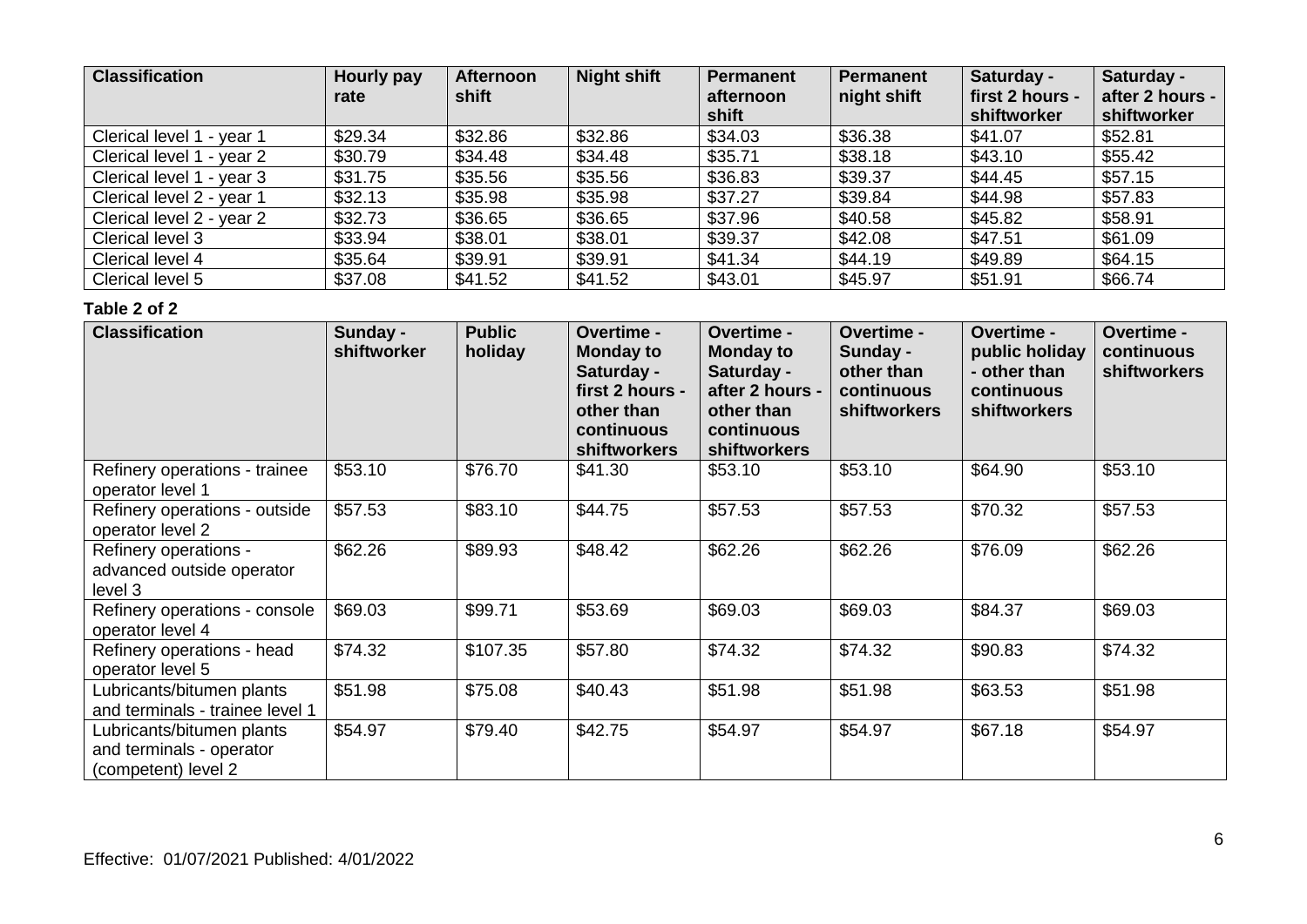| Classification | Hourly pay rate | Afternoon shift | Night shift | Permanent afternoon shift | Permanent night shift | Saturday - first 2 hours - shiftworker | Saturday - after 2 hours - shiftworker |
|---|---|---|---|---|---|---|---|
| Clerical level 1 - year 1 | $29.34 | $32.86 | $32.86 | $34.03 | $36.38 | $41.07 | $52.81 |
| Clerical level 1 - year 2 | $30.79 | $34.48 | $34.48 | $35.71 | $38.18 | $43.10 | $55.42 |
| Clerical level 1 - year 3 | $31.75 | $35.56 | $35.56 | $36.83 | $39.37 | $44.45 | $57.15 |
| Clerical level 2 - year 1 | $32.13 | $35.98 | $35.98 | $37.27 | $39.84 | $44.98 | $57.83 |
| Clerical level 2 - year 2 | $32.73 | $36.65 | $36.65 | $37.96 | $40.58 | $45.82 | $58.91 |
| Clerical level 3 | $33.94 | $38.01 | $38.01 | $39.37 | $42.08 | $47.51 | $61.09 |
| Clerical level 4 | $35.64 | $39.91 | $39.91 | $41.34 | $44.19 | $49.89 | $64.15 |
| Clerical level 5 | $37.08 | $41.52 | $41.52 | $43.01 | $45.97 | $51.91 | $66.74 |

**Table 2 of 2**

| Classification | Sunday - shiftworker | Public holiday | Overtime - Monday to Saturday - first 2 hours - other than continuous shiftworkers | Overtime - Monday to Saturday - after 2 hours - other than continuous shiftworkers | Overtime - Sunday - other than continuous shiftworkers | Overtime - public holiday - other than continuous shiftworkers | Overtime - continuous shiftworkers |
|---|---|---|---|---|---|---|---|
| Refinery operations - trainee operator level 1 | $53.10 | $76.70 | $41.30 | $53.10 | $53.10 | $64.90 | $53.10 |
| Refinery operations - outside operator level 2 | $57.53 | $83.10 | $44.75 | $57.53 | $57.53 | $70.32 | $57.53 |
| Refinery operations - advanced outside operator level 3 | $62.26 | $89.93 | $48.42 | $62.26 | $62.26 | $76.09 | $62.26 |
| Refinery operations - console operator level 4 | $69.03 | $99.71 | $53.69 | $69.03 | $69.03 | $84.37 | $69.03 |
| Refinery operations - head operator level 5 | $74.32 | $107.35 | $57.80 | $74.32 | $74.32 | $90.83 | $74.32 |
| Lubricants/bitumen plants and terminals - trainee level 1 | $51.98 | $75.08 | $40.43 | $51.98 | $51.98 | $63.53 | $51.98 |
| Lubricants/bitumen plants and terminals - operator (competent) level 2 | $54.97 | $79.40 | $42.75 | $54.97 | $54.97 | $67.18 | $54.97 |

Effective: 01/07/2021 Published: 4/01/2022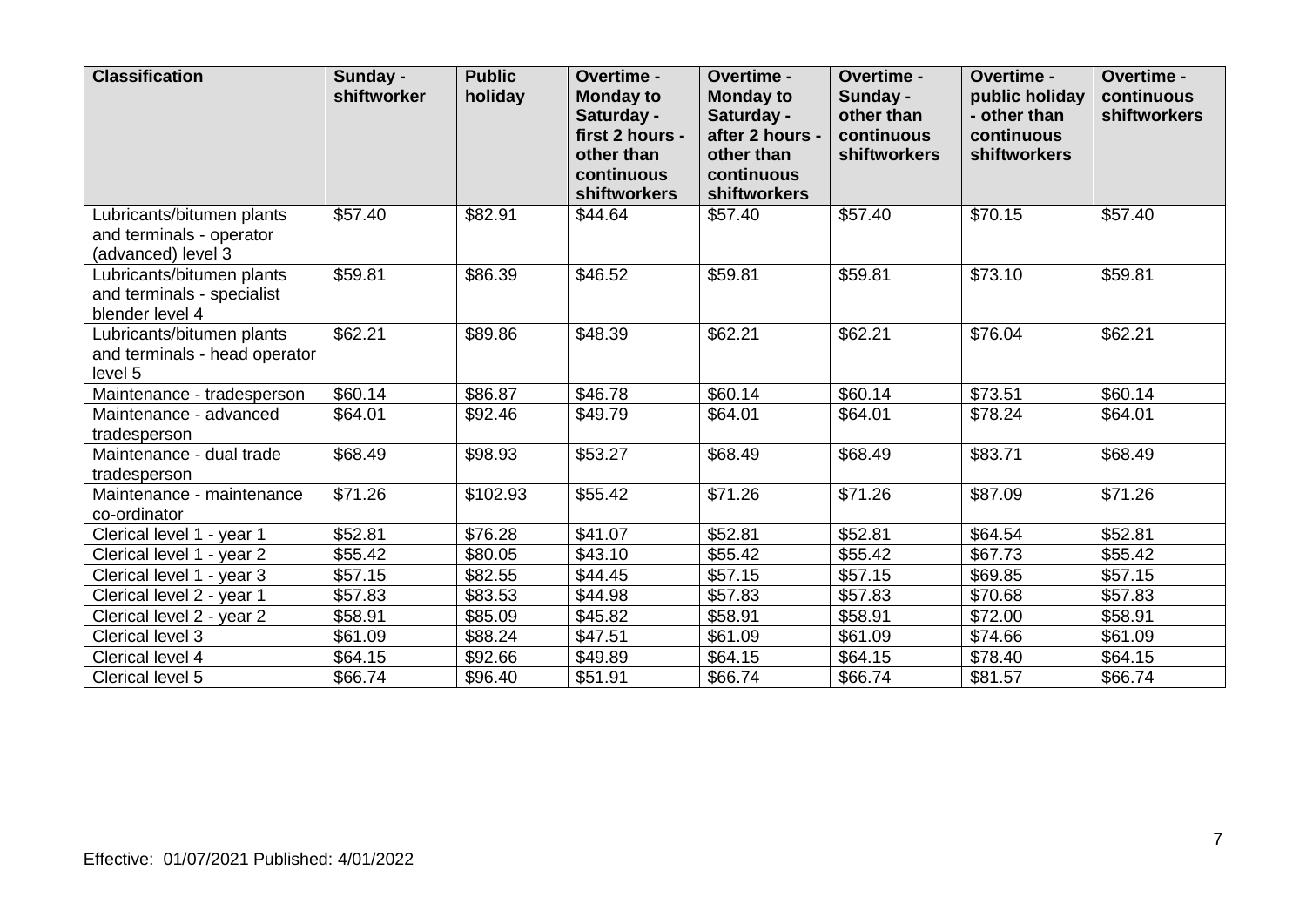| Classification | Sunday - shiftworker | Public holiday | Overtime - Monday to Saturday - first 2 hours - other than continuous shiftworkers | Overtime - Monday to Saturday - after 2 hours - other than continuous shiftworkers | Overtime - Sunday - other than continuous shiftworkers | Overtime - public holiday - other than continuous shiftworkers | Overtime - continuous shiftworkers |
|---|---|---|---|---|---|---|---|
| Lubricants/bitumen plants and terminals - operator (advanced) level 3 | $57.40 | $82.91 | $44.64 | $57.40 | $57.40 | $70.15 | $57.40 |
| Lubricants/bitumen plants and terminals - specialist blender level 4 | $59.81 | $86.39 | $46.52 | $59.81 | $59.81 | $73.10 | $59.81 |
| Lubricants/bitumen plants and terminals - head operator level 5 | $62.21 | $89.86 | $48.39 | $62.21 | $62.21 | $76.04 | $62.21 |
| Maintenance - tradesperson | $60.14 | $86.87 | $46.78 | $60.14 | $60.14 | $73.51 | $60.14 |
| Maintenance - advanced tradesperson | $64.01 | $92.46 | $49.79 | $64.01 | $64.01 | $78.24 | $64.01 |
| Maintenance - dual trade tradesperson | $68.49 | $98.93 | $53.27 | $68.49 | $68.49 | $83.71 | $68.49 |
| Maintenance - maintenance co-ordinator | $71.26 | $102.93 | $55.42 | $71.26 | $71.26 | $87.09 | $71.26 |
| Clerical level 1 - year 1 | $52.81 | $76.28 | $41.07 | $52.81 | $52.81 | $64.54 | $52.81 |
| Clerical level 1 - year 2 | $55.42 | $80.05 | $43.10 | $55.42 | $55.42 | $67.73 | $55.42 |
| Clerical level 1 - year 3 | $57.15 | $82.55 | $44.45 | $57.15 | $57.15 | $69.85 | $57.15 |
| Clerical level 2 - year 1 | $57.83 | $83.53 | $44.98 | $57.83 | $57.83 | $70.68 | $57.83 |
| Clerical level 2 - year 2 | $58.91 | $85.09 | $45.82 | $58.91 | $58.91 | $72.00 | $58.91 |
| Clerical level 3 | $61.09 | $88.24 | $47.51 | $61.09 | $61.09 | $74.66 | $61.09 |
| Clerical level 4 | $64.15 | $92.66 | $49.89 | $64.15 | $64.15 | $78.40 | $64.15 |
| Clerical level 5 | $66.74 | $96.40 | $51.91 | $66.74 | $66.74 | $81.57 | $66.74 |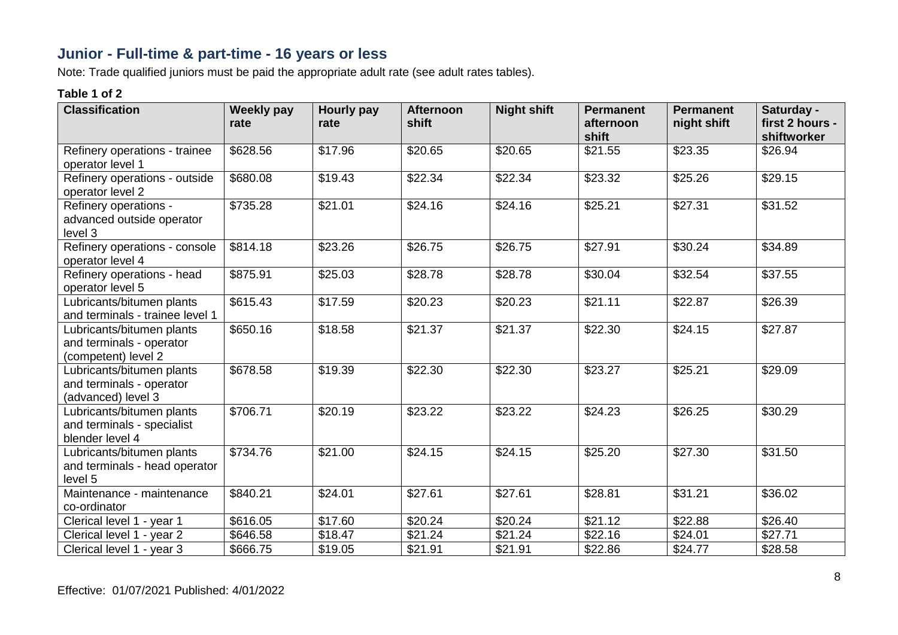## Junior - Full-time & part-time - 16 years or less

Note: Trade qualified juniors must be paid the appropriate adult rate (see adult rates tables).

**Table 1 of 2**

| Classification | Weekly pay rate | Hourly pay rate | Afternoon shift | Night shift | Permanent afternoon shift | Permanent night shift | Saturday - first 2 hours - shiftworker |
|---|---|---|---|---|---|---|---|
| Refinery operations - trainee operator level 1 | $628.56 | $17.96 | $20.65 | $20.65 | $21.55 | $23.35 | $26.94 |
| Refinery operations - outside operator level 2 | $680.08 | $19.43 | $22.34 | $22.34 | $23.32 | $25.26 | $29.15 |
| Refinery operations - advanced outside operator level 3 | $735.28 | $21.01 | $24.16 | $24.16 | $25.21 | $27.31 | $31.52 |
| Refinery operations - console operator level 4 | $814.18 | $23.26 | $26.75 | $26.75 | $27.91 | $30.24 | $34.89 |
| Refinery operations - head operator level 5 | $875.91 | $25.03 | $28.78 | $28.78 | $30.04 | $32.54 | $37.55 |
| Lubricants/bitumen plants and terminals - trainee level 1 | $615.43 | $17.59 | $20.23 | $20.23 | $21.11 | $22.87 | $26.39 |
| Lubricants/bitumen plants and terminals - operator (competent) level 2 | $650.16 | $18.58 | $21.37 | $21.37 | $22.30 | $24.15 | $27.87 |
| Lubricants/bitumen plants and terminals - operator (advanced) level 3 | $678.58 | $19.39 | $22.30 | $22.30 | $23.27 | $25.21 | $29.09 |
| Lubricants/bitumen plants and terminals - specialist blender level 4 | $706.71 | $20.19 | $23.22 | $23.22 | $24.23 | $26.25 | $30.29 |
| Lubricants/bitumen plants and terminals - head operator level 5 | $734.76 | $21.00 | $24.15 | $24.15 | $25.20 | $27.30 | $31.50 |
| Maintenance - maintenance co-ordinator | $840.21 | $24.01 | $27.61 | $27.61 | $28.81 | $31.21 | $36.02 |
| Clerical level 1 - year 1 | $616.05 | $17.60 | $20.24 | $20.24 | $21.12 | $22.88 | $26.40 |
| Clerical level 1 - year 2 | $646.58 | $18.47 | $21.24 | $21.24 | $22.16 | $24.01 | $27.71 |
| Clerical level 1 - year 3 | $666.75 | $19.05 | $21.91 | $21.91 | $22.86 | $24.77 | $28.58 |

Effective: 01/07/2021 Published: 4/01/2022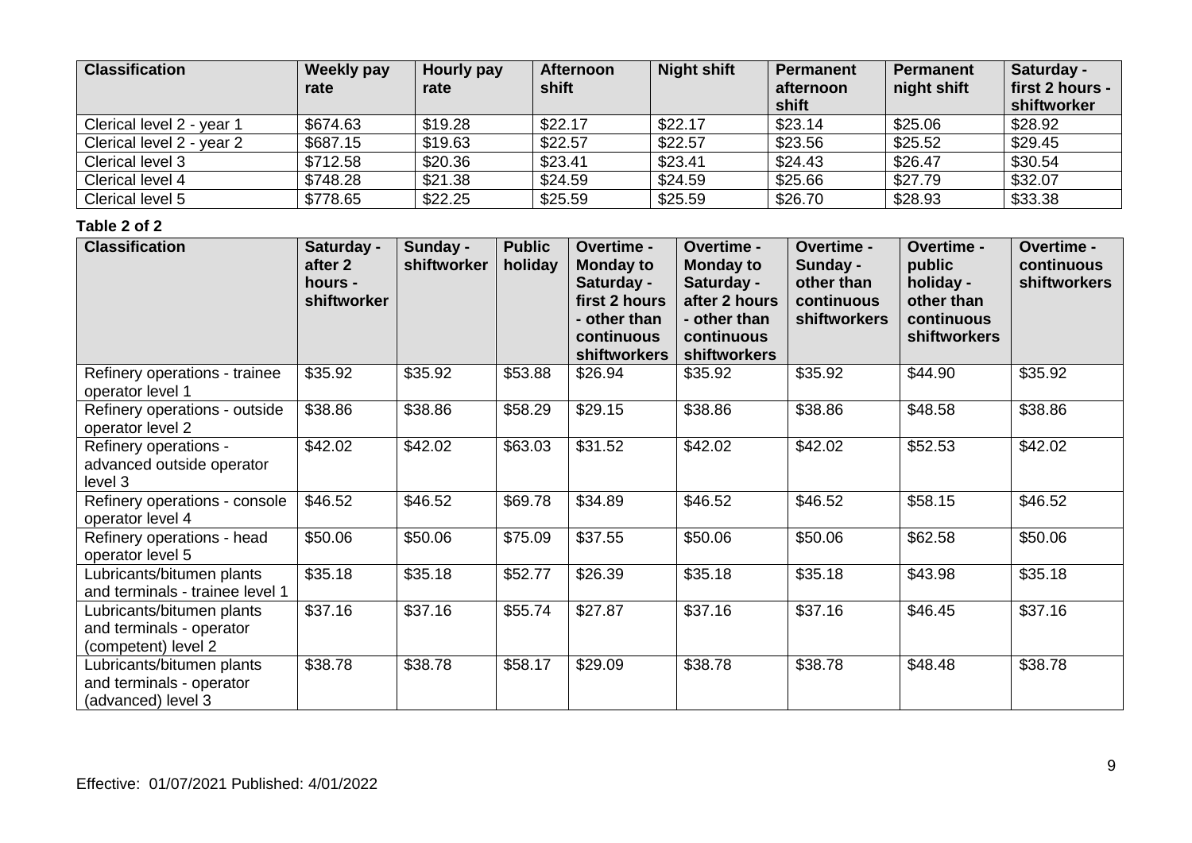| Classification | Weekly pay rate | Hourly pay rate | Afternoon shift | Night shift | Permanent afternoon shift | Permanent night shift | Saturday - first 2 hours - shiftworker |
|---|---|---|---|---|---|---|---|
| Clerical level 2 - year 1 | $674.63 | $19.28 | $22.17 | $22.17 | $23.14 | $25.06 | $28.92 |
| Clerical level 2 - year 2 | $687.15 | $19.63 | $22.57 | $22.57 | $23.56 | $25.52 | $29.45 |
| Clerical level 3 | $712.58 | $20.36 | $23.41 | $23.41 | $24.43 | $26.47 | $30.54 |
| Clerical level 4 | $748.28 | $21.38 | $24.59 | $24.59 | $25.66 | $27.79 | $32.07 |
| Clerical level 5 | $778.65 | $22.25 | $25.59 | $25.59 | $26.70 | $28.93 | $33.38 |

**Table 2 of 2**

| Classification | Saturday - after 2 hours - shiftworker | Sunday - shiftworker | Public holiday | Overtime - Monday to Saturday - first 2 hours - other than continuous shiftworkers | Overtime - Monday to Saturday - after 2 hours - other than continuous shiftworkers | Overtime - Sunday - other than continuous shiftworkers | Overtime - public holiday - other than continuous shiftworkers | Overtime - continuous shiftworkers |
|---|---|---|---|---|---|---|---|---|
| Refinery operations - trainee operator level 1 | $35.92 | $35.92 | $53.88 | $26.94 | $35.92 | $35.92 | $44.90 | $35.92 |
| Refinery operations - outside operator level 2 | $38.86 | $38.86 | $58.29 | $29.15 | $38.86 | $38.86 | $48.58 | $38.86 |
| Refinery operations - advanced outside operator level 3 | $42.02 | $42.02 | $63.03 | $31.52 | $42.02 | $42.02 | $52.53 | $42.02 |
| Refinery operations - console operator level 4 | $46.52 | $46.52 | $69.78 | $34.89 | $46.52 | $46.52 | $58.15 | $46.52 |
| Refinery operations - head operator level 5 | $50.06 | $50.06 | $75.09 | $37.55 | $50.06 | $50.06 | $62.58 | $50.06 |
| Lubricants/bitumen plants and terminals - trainee level 1 | $35.18 | $35.18 | $52.77 | $26.39 | $35.18 | $35.18 | $43.98 | $35.18 |
| Lubricants/bitumen plants and terminals - operator (competent) level 2 | $37.16 | $37.16 | $55.74 | $27.87 | $37.16 | $37.16 | $46.45 | $37.16 |
| Lubricants/bitumen plants and terminals - operator (advanced) level 3 | $38.78 | $38.78 | $58.17 | $29.09 | $38.78 | $38.78 | $48.48 | $38.78 |

Effective: 01/07/2021 Published: 4/01/2022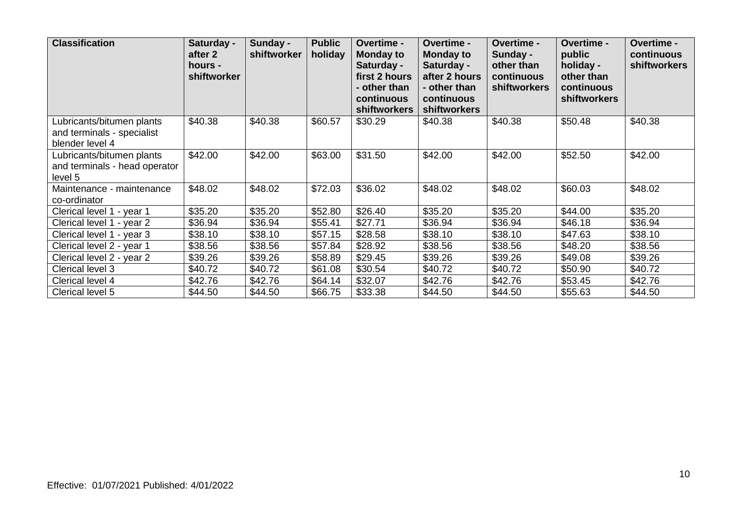| Classification | Saturday - after 2 hours - shiftworker | Sunday - shiftworker | Public holiday | Overtime - Monday to Saturday - first 2 hours - other than continuous shiftworkers | Overtime - Monday to Saturday - after 2 hours - other than continuous shiftworkers | Overtime - Sunday - other than continuous shiftworkers | Overtime - public holiday - other than continuous shiftworkers | Overtime - continuous shiftworkers |
|---|---|---|---|---|---|---|---|---|
| Lubricants/bitumen plants and terminals - specialist blender level 4 | $40.38 | $40.38 | $60.57 | $30.29 | $40.38 | $40.38 | $50.48 | $40.38 |
| Lubricants/bitumen plants and terminals - head operator level 5 | $42.00 | $42.00 | $63.00 | $31.50 | $42.00 | $42.00 | $52.50 | $42.00 |
| Maintenance - maintenance co-ordinator | $48.02 | $48.02 | $72.03 | $36.02 | $48.02 | $48.02 | $60.03 | $48.02 |
| Clerical level 1 - year 1 | $35.20 | $35.20 | $52.80 | $26.40 | $35.20 | $35.20 | $44.00 | $35.20 |
| Clerical level 1 - year 2 | $36.94 | $36.94 | $55.41 | $27.71 | $36.94 | $36.94 | $46.18 | $36.94 |
| Clerical level 1 - year 3 | $38.10 | $38.10 | $57.15 | $28.58 | $38.10 | $38.10 | $47.63 | $38.10 |
| Clerical level 2 - year 1 | $38.56 | $38.56 | $57.84 | $28.92 | $38.56 | $38.56 | $48.20 | $38.56 |
| Clerical level 2 - year 2 | $39.26 | $39.26 | $58.89 | $29.45 | $39.26 | $39.26 | $49.08 | $39.26 |
| Clerical level 3 | $40.72 | $40.72 | $61.08 | $30.54 | $40.72 | $40.72 | $50.90 | $40.72 |
| Clerical level 4 | $42.76 | $42.76 | $64.14 | $32.07 | $42.76 | $42.76 | $53.45 | $42.76 |
| Clerical level 5 | $44.50 | $44.50 | $66.75 | $33.38 | $44.50 | $44.50 | $55.63 | $44.50 |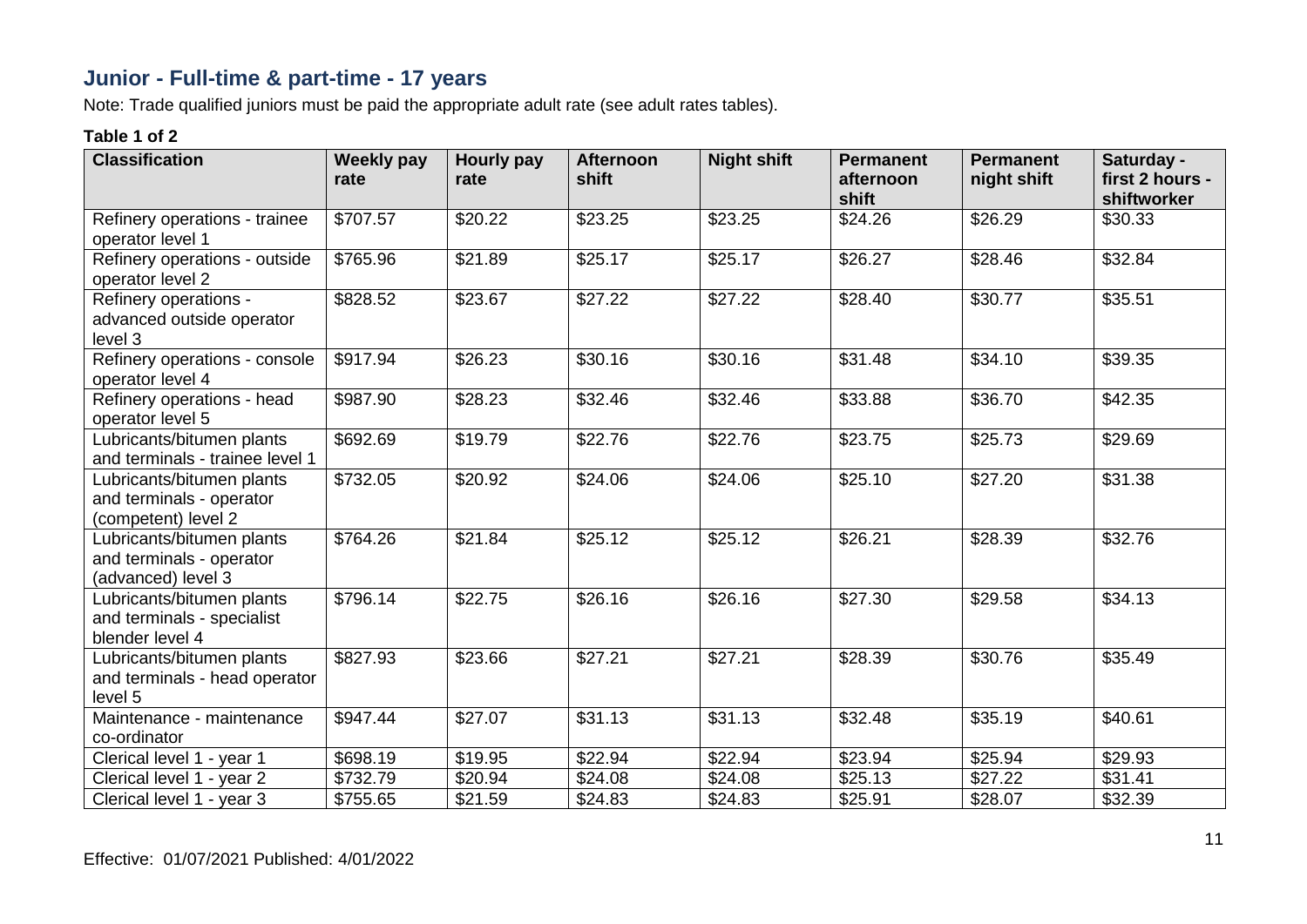## Junior - Full-time & part-time - 17 years

Note: Trade qualified juniors must be paid the appropriate adult rate (see adult rates tables).

**Table 1 of 2**

| Classification | Weekly pay rate | Hourly pay rate | Afternoon shift | Night shift | Permanent afternoon shift | Permanent night shift | Saturday - first 2 hours - shiftworker |
|---|---|---|---|---|---|---|---|
| Refinery operations - trainee operator level 1 | $707.57 | $20.22 | $23.25 | $23.25 | $24.26 | $26.29 | $30.33 |
| Refinery operations - outside operator level 2 | $765.96 | $21.89 | $25.17 | $25.17 | $26.27 | $28.46 | $32.84 |
| Refinery operations - advanced outside operator level 3 | $828.52 | $23.67 | $27.22 | $27.22 | $28.40 | $30.77 | $35.51 |
| Refinery operations - console operator level 4 | $917.94 | $26.23 | $30.16 | $30.16 | $31.48 | $34.10 | $39.35 |
| Refinery operations - head operator level 5 | $987.90 | $28.23 | $32.46 | $32.46 | $33.88 | $36.70 | $42.35 |
| Lubricants/bitumen plants and terminals - trainee level 1 | $692.69 | $19.79 | $22.76 | $22.76 | $23.75 | $25.73 | $29.69 |
| Lubricants/bitumen plants and terminals - operator (competent) level 2 | $732.05 | $20.92 | $24.06 | $24.06 | $25.10 | $27.20 | $31.38 |
| Lubricants/bitumen plants and terminals - operator (advanced) level 3 | $764.26 | $21.84 | $25.12 | $25.12 | $26.21 | $28.39 | $32.76 |
| Lubricants/bitumen plants and terminals - specialist blender level 4 | $796.14 | $22.75 | $26.16 | $26.16 | $27.30 | $29.58 | $34.13 |
| Lubricants/bitumen plants and terminals - head operator level 5 | $827.93 | $23.66 | $27.21 | $27.21 | $28.39 | $30.76 | $35.49 |
| Maintenance - maintenance co-ordinator | $947.44 | $27.07 | $31.13 | $31.13 | $32.48 | $35.19 | $40.61 |
| Clerical level 1 - year 1 | $698.19 | $19.95 | $22.94 | $22.94 | $23.94 | $25.94 | $29.93 |
| Clerical level 1 - year 2 | $732.79 | $20.94 | $24.08 | $24.08 | $25.13 | $27.22 | $31.41 |
| Clerical level 1 - year 3 | $755.65 | $21.59 | $24.83 | $24.83 | $25.91 | $28.07 | $32.39 |

Effective: 01/07/2021 Published: 4/01/2022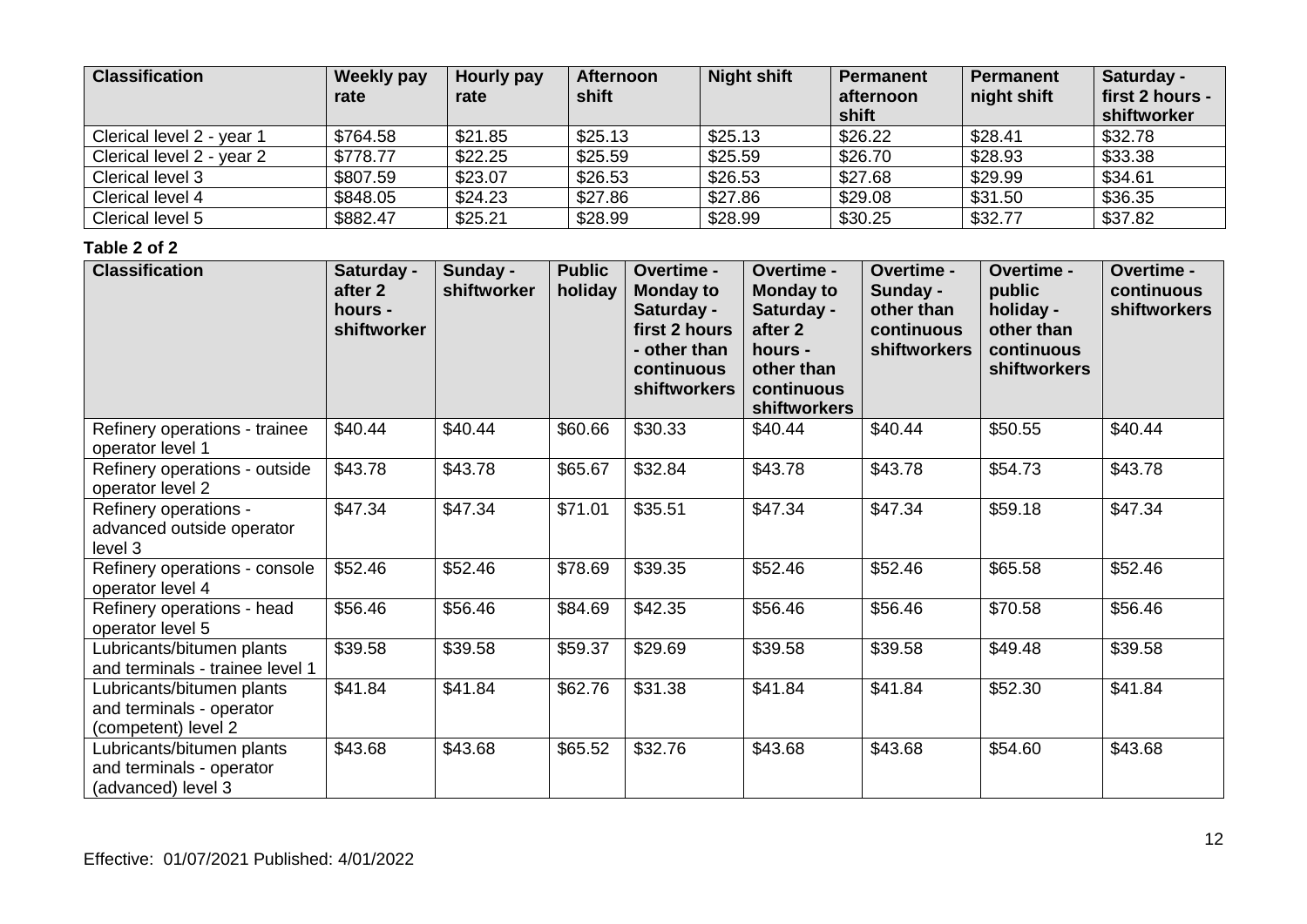| Classification | Weekly pay rate | Hourly pay rate | Afternoon shift | Night shift | Permanent afternoon shift | Permanent night shift | Saturday - first 2 hours - shiftworker |
|---|---|---|---|---|---|---|---|
| Clerical level 2 - year 1 | $764.58 | $21.85 | $25.13 | $25.13 | $26.22 | $28.41 | $32.78 |
| Clerical level 2 - year 2 | $778.77 | $22.25 | $25.59 | $25.59 | $26.70 | $28.93 | $33.38 |
| Clerical level 3 | $807.59 | $23.07 | $26.53 | $26.53 | $27.68 | $29.99 | $34.61 |
| Clerical level 4 | $848.05 | $24.23 | $27.86 | $27.86 | $29.08 | $31.50 | $36.35 |
| Clerical level 5 | $882.47 | $25.21 | $28.99 | $28.99 | $30.25 | $32.77 | $37.82 |

**Table 2 of 2**

| Classification | Saturday - after 2 hours - shiftworker | Sunday - shiftworker | Public holiday | Overtime - Monday to Saturday - first 2 hours - other than continuous shiftworkers | Overtime - Monday to Saturday - after 2 hours - other than continuous shiftworkers | Overtime - Sunday - other than continuous shiftworkers | Overtime - public holiday - other than continuous shiftworkers | Overtime - continuous shiftworkers |
|---|---|---|---|---|---|---|---|---|
| Refinery operations - trainee operator level 1 | $40.44 | $40.44 | $60.66 | $30.33 | $40.44 | $40.44 | $50.55 | $40.44 |
| Refinery operations - outside operator level 2 | $43.78 | $43.78 | $65.67 | $32.84 | $43.78 | $43.78 | $54.73 | $43.78 |
| Refinery operations - advanced outside operator level 3 | $47.34 | $47.34 | $71.01 | $35.51 | $47.34 | $47.34 | $59.18 | $47.34 |
| Refinery operations - console operator level 4 | $52.46 | $52.46 | $78.69 | $39.35 | $52.46 | $52.46 | $65.58 | $52.46 |
| Refinery operations - head operator level 5 | $56.46 | $56.46 | $84.69 | $42.35 | $56.46 | $56.46 | $70.58 | $56.46 |
| Lubricants/bitumen plants and terminals - trainee level 1 | $39.58 | $39.58 | $59.37 | $29.69 | $39.58 | $39.58 | $49.48 | $39.58 |
| Lubricants/bitumen plants and terminals - operator (competent) level 2 | $41.84 | $41.84 | $62.76 | $31.38 | $41.84 | $41.84 | $52.30 | $41.84 |
| Lubricants/bitumen plants and terminals - operator (advanced) level 3 | $43.68 | $43.68 | $65.52 | $32.76 | $43.68 | $43.68 | $54.60 | $43.68 |

Effective: 01/07/2021 Published: 4/01/2022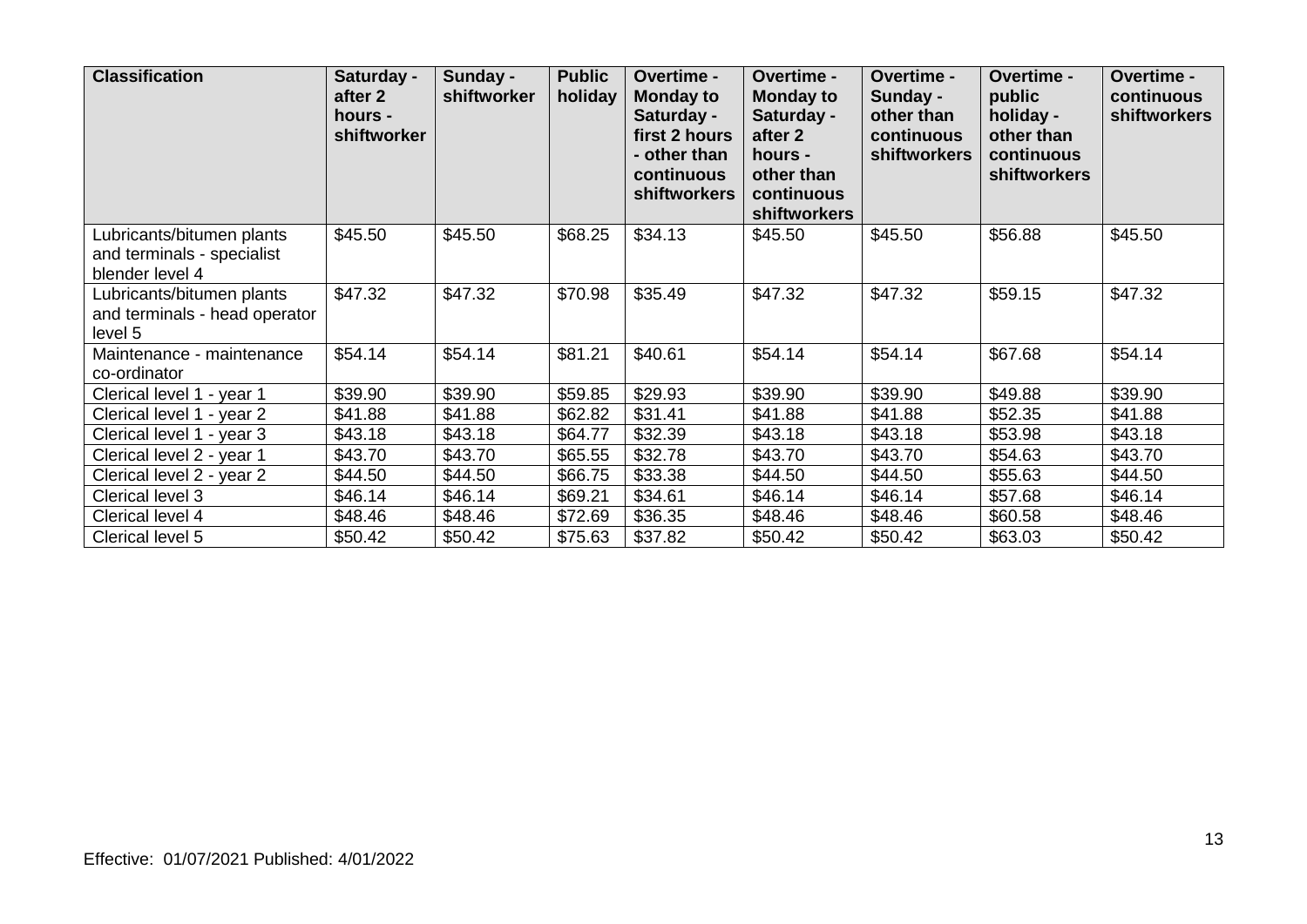| Classification | Saturday - after 2 hours - shiftworker | Sunday - shiftworker | Public holiday | Overtime - Monday to Saturday - first 2 hours - other than continuous shiftworkers | Overtime - Monday to Saturday - after 2 hours - other than continuous shiftworkers | Overtime - Sunday - other than continuous shiftworkers | Overtime - public holiday - other than continuous shiftworkers | Overtime - continuous shiftworkers |
|---|---|---|---|---|---|---|---|---|
| Lubricants/bitumen plants and terminals - specialist blender level 4 | $45.50 | $45.50 | $68.25 | $34.13 | $45.50 | $45.50 | $56.88 | $45.50 |
| Lubricants/bitumen plants and terminals - head operator level 5 | $47.32 | $47.32 | $70.98 | $35.49 | $47.32 | $47.32 | $59.15 | $47.32 |
| Maintenance - maintenance co-ordinator | $54.14 | $54.14 | $81.21 | $40.61 | $54.14 | $54.14 | $67.68 | $54.14 |
| Clerical level 1 - year 1 | $39.90 | $39.90 | $59.85 | $29.93 | $39.90 | $39.90 | $49.88 | $39.90 |
| Clerical level 1 - year 2 | $41.88 | $41.88 | $62.82 | $31.41 | $41.88 | $41.88 | $52.35 | $41.88 |
| Clerical level 1 - year 3 | $43.18 | $43.18 | $64.77 | $32.39 | $43.18 | $43.18 | $53.98 | $43.18 |
| Clerical level 2 - year 1 | $43.70 | $43.70 | $65.55 | $32.78 | $43.70 | $43.70 | $54.63 | $43.70 |
| Clerical level 2 - year 2 | $44.50 | $44.50 | $66.75 | $33.38 | $44.50 | $44.50 | $55.63 | $44.50 |
| Clerical level 3 | $46.14 | $46.14 | $69.21 | $34.61 | $46.14 | $46.14 | $57.68 | $46.14 |
| Clerical level 4 | $48.46 | $48.46 | $72.69 | $36.35 | $48.46 | $48.46 | $60.58 | $48.46 |
| Clerical level 5 | $50.42 | $50.42 | $75.63 | $37.82 | $50.42 | $50.42 | $63.03 | $50.42 |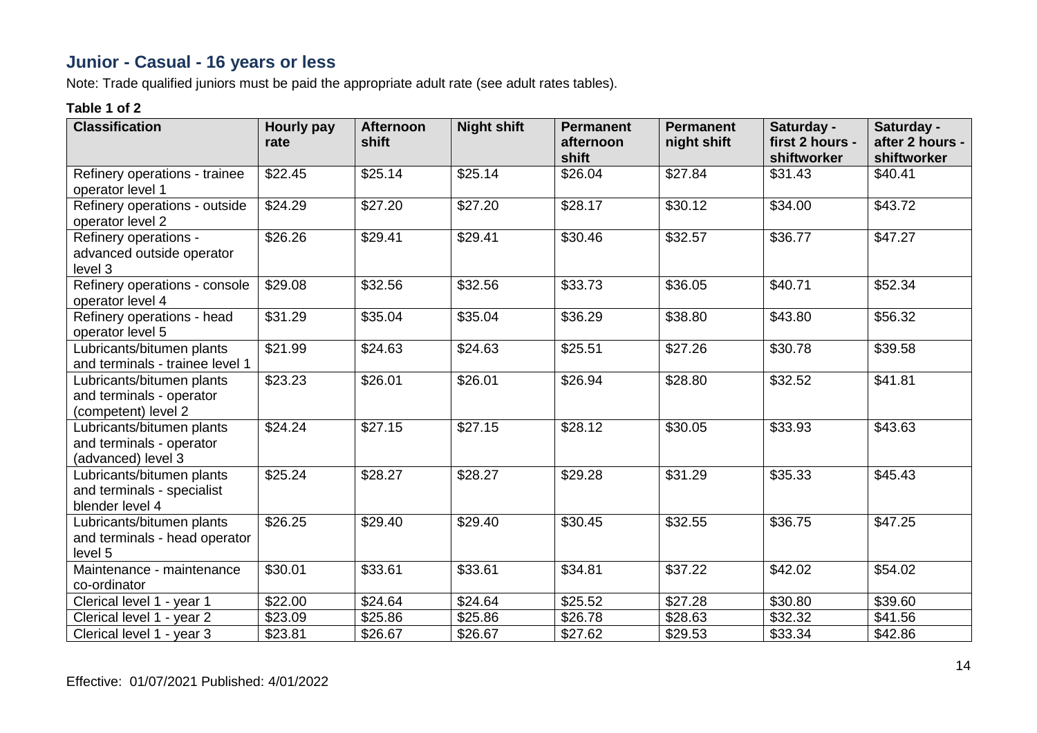## Junior - Casual - 16 years or less

Note: Trade qualified juniors must be paid the appropriate adult rate (see adult rates tables).

**Table 1 of 2**

| Classification | Hourly pay rate | Afternoon shift | Night shift | Permanent afternoon shift | Permanent night shift | Saturday - first 2 hours - shiftworker | Saturday - after 2 hours - shiftworker |
|---|---|---|---|---|---|---|---|
| Refinery operations - trainee operator level 1 | $22.45 | $25.14 | $25.14 | $26.04 | $27.84 | $31.43 | $40.41 |
| Refinery operations - outside operator level 2 | $24.29 | $27.20 | $27.20 | $28.17 | $30.12 | $34.00 | $43.72 |
| Refinery operations - advanced outside operator level 3 | $26.26 | $29.41 | $29.41 | $30.46 | $32.57 | $36.77 | $47.27 |
| Refinery operations - console operator level 4 | $29.08 | $32.56 | $32.56 | $33.73 | $36.05 | $40.71 | $52.34 |
| Refinery operations - head operator level 5 | $31.29 | $35.04 | $35.04 | $36.29 | $38.80 | $43.80 | $56.32 |
| Lubricants/bitumen plants and terminals - trainee level 1 | $21.99 | $24.63 | $24.63 | $25.51 | $27.26 | $30.78 | $39.58 |
| Lubricants/bitumen plants and terminals - operator (competent) level 2 | $23.23 | $26.01 | $26.01 | $26.94 | $28.80 | $32.52 | $41.81 |
| Lubricants/bitumen plants and terminals - operator (advanced) level 3 | $24.24 | $27.15 | $27.15 | $28.12 | $30.05 | $33.93 | $43.63 |
| Lubricants/bitumen plants and terminals - specialist blender level 4 | $25.24 | $28.27 | $28.27 | $29.28 | $31.29 | $35.33 | $45.43 |
| Lubricants/bitumen plants and terminals - head operator level 5 | $26.25 | $29.40 | $29.40 | $30.45 | $32.55 | $36.75 | $47.25 |
| Maintenance - maintenance co-ordinator | $30.01 | $33.61 | $33.61 | $34.81 | $37.22 | $42.02 | $54.02 |
| Clerical level 1 - year 1 | $22.00 | $24.64 | $24.64 | $25.52 | $27.28 | $30.80 | $39.60 |
| Clerical level 1 - year 2 | $23.09 | $25.86 | $25.86 | $26.78 | $28.63 | $32.32 | $41.56 |
| Clerical level 1 - year 3 | $23.81 | $26.67 | $26.67 | $27.62 | $29.53 | $33.34 | $42.86 |

Effective: 01/07/2021 Published: 4/01/2022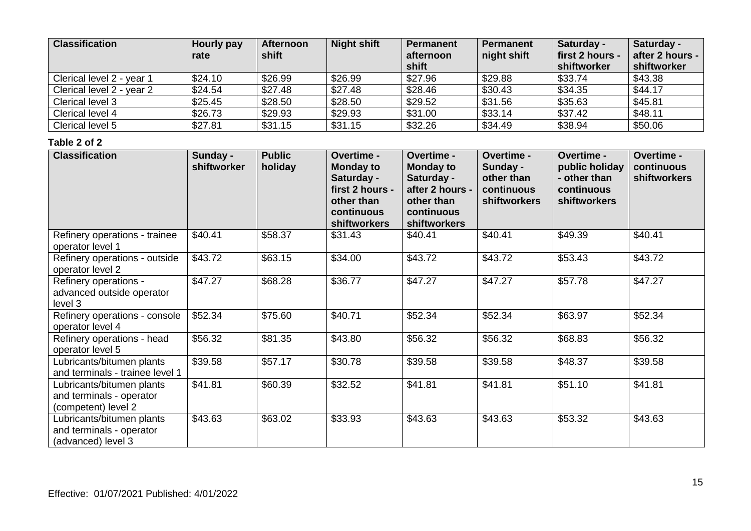| Classification | Hourly pay rate | Afternoon shift | Night shift | Permanent afternoon shift | Permanent night shift | Saturday - first 2 hours - shiftworker | Saturday - after 2 hours - shiftworker |
|---|---|---|---|---|---|---|---|
| Clerical level 2 - year 1 | $24.10 | $26.99 | $26.99 | $27.96 | $29.88 | $33.74 | $43.38 |
| Clerical level 2 - year 2 | $24.54 | $27.48 | $27.48 | $28.46 | $30.43 | $34.35 | $44.17 |
| Clerical level 3 | $25.45 | $28.50 | $28.50 | $29.52 | $31.56 | $35.63 | $45.81 |
| Clerical level 4 | $26.73 | $29.93 | $29.93 | $31.00 | $33.14 | $37.42 | $48.11 |
| Clerical level 5 | $27.81 | $31.15 | $31.15 | $32.26 | $34.49 | $38.94 | $50.06 |

**Table 2 of 2**

| Classification | Sunday - shiftworker | Public holiday | Overtime - Monday to Saturday - first 2 hours - other than continuous shiftworkers | Overtime - Monday to Saturday - after 2 hours - other than continuous shiftworkers | Overtime - Sunday - other than continuous shiftworkers | Overtime - public holiday - other than continuous shiftworkers | Overtime - continuous shiftworkers |
|---|---|---|---|---|---|---|---|
| Refinery operations - trainee operator level 1 | $40.41 | $58.37 | $31.43 | $40.41 | $40.41 | $49.39 | $40.41 |
| Refinery operations - outside operator level 2 | $43.72 | $63.15 | $34.00 | $43.72 | $43.72 | $53.43 | $43.72 |
| Refinery operations - advanced outside operator level 3 | $47.27 | $68.28 | $36.77 | $47.27 | $47.27 | $57.78 | $47.27 |
| Refinery operations - console operator level 4 | $52.34 | $75.60 | $40.71 | $52.34 | $52.34 | $63.97 | $52.34 |
| Refinery operations - head operator level 5 | $56.32 | $81.35 | $43.80 | $56.32 | $56.32 | $68.83 | $56.32 |
| Lubricants/bitumen plants and terminals - trainee level 1 | $39.58 | $57.17 | $30.78 | $39.58 | $39.58 | $48.37 | $39.58 |
| Lubricants/bitumen plants and terminals - operator (competent) level 2 | $41.81 | $60.39 | $32.52 | $41.81 | $41.81 | $51.10 | $41.81 |
| Lubricants/bitumen plants and terminals - operator (advanced) level 3 | $43.63 | $63.02 | $33.93 | $43.63 | $43.63 | $53.32 | $43.63 |

Effective: 01/07/2021 Published: 4/01/2022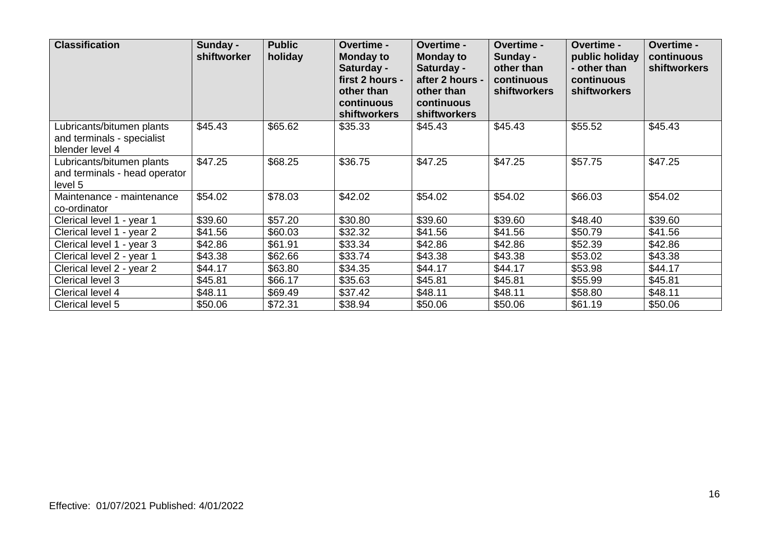| Classification | Sunday - shiftworker | Public holiday | Overtime - Monday to Saturday - first 2 hours - other than continuous shiftworkers | Overtime - Monday to Saturday - after 2 hours - other than continuous shiftworkers | Overtime - Sunday - other than continuous shiftworkers | Overtime - public holiday - other than continuous shiftworkers | Overtime - continuous shiftworkers |
|---|---|---|---|---|---|---|---|
| Lubricants/bitumen plants and terminals - specialist blender level 4 | $45.43 | $65.62 | $35.33 | $45.43 | $45.43 | $55.52 | $45.43 |
| Lubricants/bitumen plants and terminals - head operator level 5 | $47.25 | $68.25 | $36.75 | $47.25 | $47.25 | $57.75 | $47.25 |
| Maintenance - maintenance co-ordinator | $54.02 | $78.03 | $42.02 | $54.02 | $54.02 | $66.03 | $54.02 |
| Clerical level 1 - year 1 | $39.60 | $57.20 | $30.80 | $39.60 | $39.60 | $48.40 | $39.60 |
| Clerical level 1 - year 2 | $41.56 | $60.03 | $32.32 | $41.56 | $41.56 | $50.79 | $41.56 |
| Clerical level 1 - year 3 | $42.86 | $61.91 | $33.34 | $42.86 | $42.86 | $52.39 | $42.86 |
| Clerical level 2 - year 1 | $43.38 | $62.66 | $33.74 | $43.38 | $43.38 | $53.02 | $43.38 |
| Clerical level 2 - year 2 | $44.17 | $63.80 | $34.35 | $44.17 | $44.17 | $53.98 | $44.17 |
| Clerical level 3 | $45.81 | $66.17 | $35.63 | $45.81 | $45.81 | $55.99 | $45.81 |
| Clerical level 4 | $48.11 | $69.49 | $37.42 | $48.11 | $48.11 | $58.80 | $48.11 |
| Clerical level 5 | $50.06 | $72.31 | $38.94 | $50.06 | $50.06 | $61.19 | $50.06 |

Effective: 01/07/2021 Published: 4/01/2022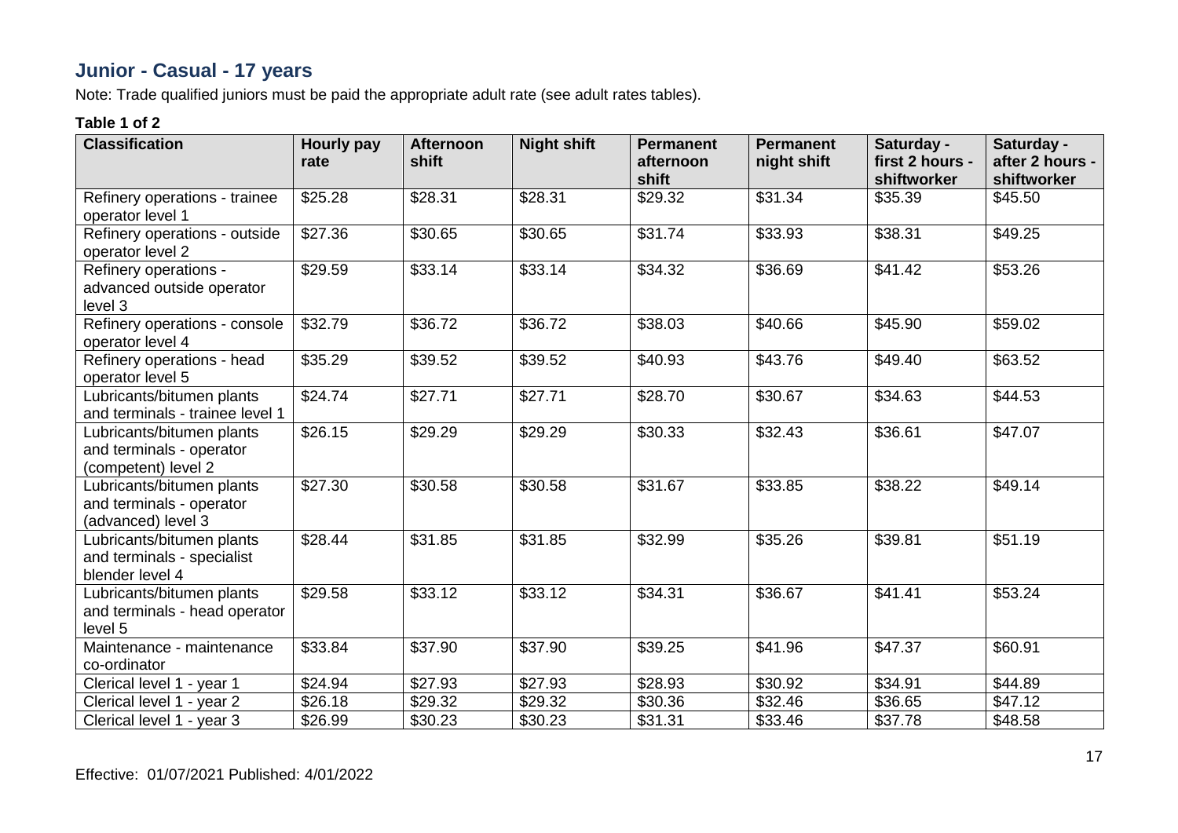## Junior - Casual - 17 years

Note: Trade qualified juniors must be paid the appropriate adult rate (see adult rates tables).

**Table 1 of 2**

| Classification | Hourly pay rate | Afternoon shift | Night shift | Permanent afternoon shift | Permanent night shift | Saturday - first 2 hours - shiftworker | Saturday - after 2 hours - shiftworker |
|---|---|---|---|---|---|---|---|
| Refinery operations - trainee operator level 1 | $25.28 | $28.31 | $28.31 | $29.32 | $31.34 | $35.39 | $45.50 |
| Refinery operations - outside operator level 2 | $27.36 | $30.65 | $30.65 | $31.74 | $33.93 | $38.31 | $49.25 |
| Refinery operations - advanced outside operator level 3 | $29.59 | $33.14 | $33.14 | $34.32 | $36.69 | $41.42 | $53.26 |
| Refinery operations - console operator level 4 | $32.79 | $36.72 | $36.72 | $38.03 | $40.66 | $45.90 | $59.02 |
| Refinery operations - head operator level 5 | $35.29 | $39.52 | $39.52 | $40.93 | $43.76 | $49.40 | $63.52 |
| Lubricants/bitumen plants and terminals - trainee level 1 | $24.74 | $27.71 | $27.71 | $28.70 | $30.67 | $34.63 | $44.53 |
| Lubricants/bitumen plants and terminals - operator (competent) level 2 | $26.15 | $29.29 | $29.29 | $30.33 | $32.43 | $36.61 | $47.07 |
| Lubricants/bitumen plants and terminals - operator (advanced) level 3 | $27.30 | $30.58 | $30.58 | $31.67 | $33.85 | $38.22 | $49.14 |
| Lubricants/bitumen plants and terminals - specialist blender level 4 | $28.44 | $31.85 | $31.85 | $32.99 | $35.26 | $39.81 | $51.19 |
| Lubricants/bitumen plants and terminals - head operator level 5 | $29.58 | $33.12 | $33.12 | $34.31 | $36.67 | $41.41 | $53.24 |
| Maintenance - maintenance co-ordinator | $33.84 | $37.90 | $37.90 | $39.25 | $41.96 | $47.37 | $60.91 |
| Clerical level 1 - year 1 | $24.94 | $27.93 | $27.93 | $28.93 | $30.92 | $34.91 | $44.89 |
| Clerical level 1 - year 2 | $26.18 | $29.32 | $29.32 | $30.36 | $32.46 | $36.65 | $47.12 |
| Clerical level 1 - year 3 | $26.99 | $30.23 | $30.23 | $31.31 | $33.46 | $37.78 | $48.58 |

Effective: 01/07/2021 Published: 4/01/2022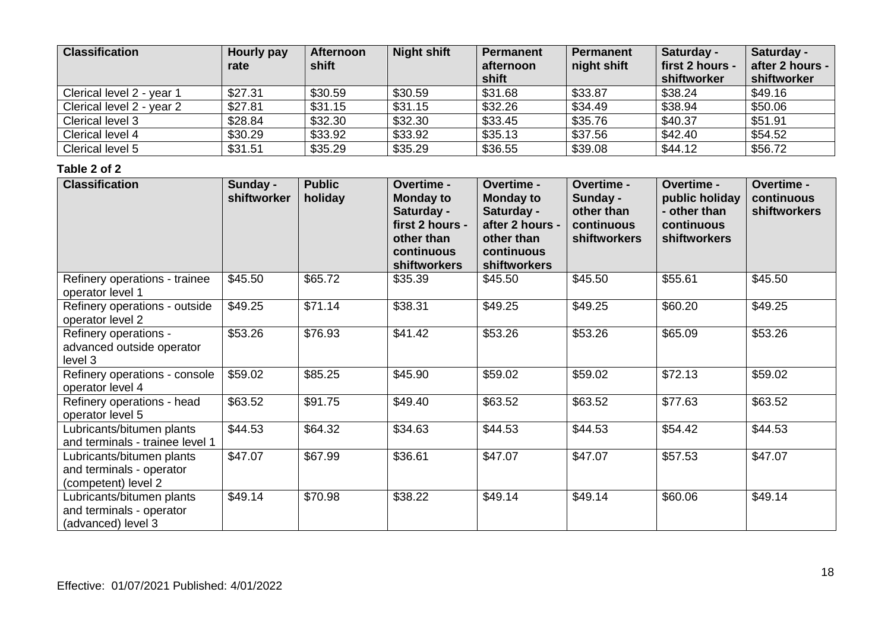| Classification | Hourly pay rate | Afternoon shift | Night shift | Permanent afternoon shift | Permanent night shift | Saturday - first 2 hours - shiftworker | Saturday - after 2 hours - shiftworker |
| --- | --- | --- | --- | --- | --- | --- | --- |
| Clerical level 2 - year 1 | $27.31 | $30.59 | $30.59 | $31.68 | $33.87 | $38.24 | $49.16 |
| Clerical level 2 - year 2 | $27.81 | $31.15 | $31.15 | $32.26 | $34.49 | $38.94 | $50.06 |
| Clerical level 3 | $28.84 | $32.30 | $32.30 | $33.45 | $35.76 | $40.37 | $51.91 |
| Clerical level 4 | $30.29 | $33.92 | $33.92 | $35.13 | $37.56 | $42.40 | $54.52 |
| Clerical level 5 | $31.51 | $35.29 | $35.29 | $36.55 | $39.08 | $44.12 | $56.72 |

**Table 2 of 2**

| Classification | Sunday - shiftworker | Public holiday | Overtime - Monday to Saturday - first 2 hours - other than continuous shiftworkers | Overtime - Monday to Saturday - after 2 hours - other than continuous shiftworkers | Overtime - Sunday - other than continuous shiftworkers | Overtime - public holiday - other than continuous shiftworkers | Overtime - continuous shiftworkers |
| --- | --- | --- | --- | --- | --- | --- | --- |
| Refinery operations - trainee operator level 1 | $45.50 | $65.72 | $35.39 | $45.50 | $45.50 | $55.61 | $45.50 |
| Refinery operations - outside operator level 2 | $49.25 | $71.14 | $38.31 | $49.25 | $49.25 | $60.20 | $49.25 |
| Refinery operations - advanced outside operator level 3 | $53.26 | $76.93 | $41.42 | $53.26 | $53.26 | $65.09 | $53.26 |
| Refinery operations - console operator level 4 | $59.02 | $85.25 | $45.90 | $59.02 | $59.02 | $72.13 | $59.02 |
| Refinery operations - head operator level 5 | $63.52 | $91.75 | $49.40 | $63.52 | $63.52 | $77.63 | $63.52 |
| Lubricants/bitumen plants and terminals - trainee level 1 | $44.53 | $64.32 | $34.63 | $44.53 | $44.53 | $54.42 | $44.53 |
| Lubricants/bitumen plants and terminals - operator (competent) level 2 | $47.07 | $67.99 | $36.61 | $47.07 | $47.07 | $57.53 | $47.07 |
| Lubricants/bitumen plants and terminals - operator (advanced) level 3 | $49.14 | $70.98 | $38.22 | $49.14 | $49.14 | $60.06 | $49.14 |

Effective: 01/07/2021 Published: 4/01/2022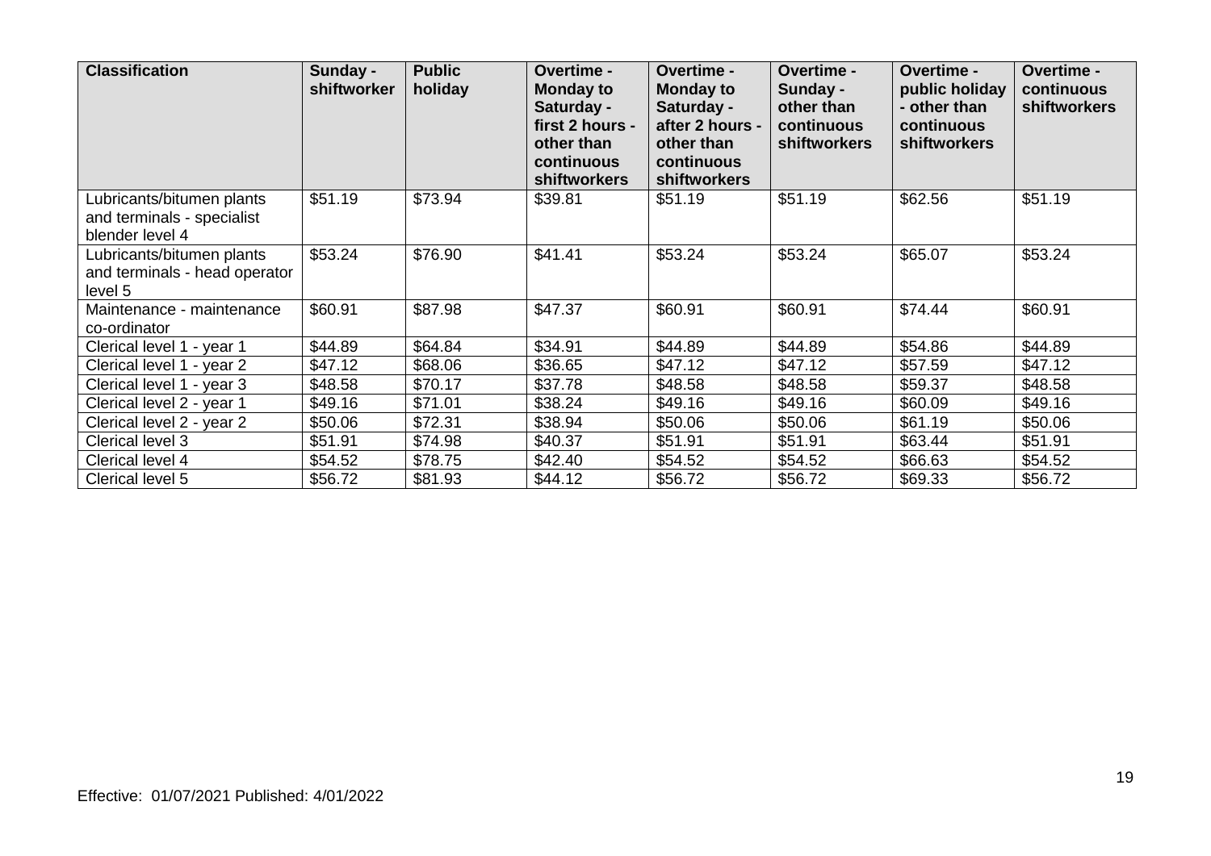| Classification | Sunday - shiftworker | Public holiday | Overtime - Monday to Saturday - first 2 hours - other than continuous shiftworkers | Overtime - Monday to Saturday - after 2 hours - other than continuous shiftworkers | Overtime - Sunday - other than continuous shiftworkers | Overtime - public holiday - other than continuous shiftworkers | Overtime - continuous shiftworkers |
|---|---|---|---|---|---|---|---|
| Lubricants/bitumen plants and terminals - specialist blender level 4 | $51.19 | $73.94 | $39.81 | $51.19 | $51.19 | $62.56 | $51.19 |
| Lubricants/bitumen plants and terminals - head operator level 5 | $53.24 | $76.90 | $41.41 | $53.24 | $53.24 | $65.07 | $53.24 |
| Maintenance - maintenance co-ordinator | $60.91 | $87.98 | $47.37 | $60.91 | $60.91 | $74.44 | $60.91 |
| Clerical level 1 - year 1 | $44.89 | $64.84 | $34.91 | $44.89 | $44.89 | $54.86 | $44.89 |
| Clerical level 1 - year 2 | $47.12 | $68.06 | $36.65 | $47.12 | $47.12 | $57.59 | $47.12 |
| Clerical level 1 - year 3 | $48.58 | $70.17 | $37.78 | $48.58 | $48.58 | $59.37 | $48.58 |
| Clerical level 2 - year 1 | $49.16 | $71.01 | $38.24 | $49.16 | $49.16 | $60.09 | $49.16 |
| Clerical level 2 - year 2 | $50.06 | $72.31 | $38.94 | $50.06 | $50.06 | $61.19 | $50.06 |
| Clerical level 3 | $51.91 | $74.98 | $40.37 | $51.91 | $51.91 | $63.44 | $51.91 |
| Clerical level 4 | $54.52 | $78.75 | $42.40 | $54.52 | $54.52 | $66.63 | $54.52 |
| Clerical level 5 | $56.72 | $81.93 | $44.12 | $56.72 | $56.72 | $69.33 | $56.72 |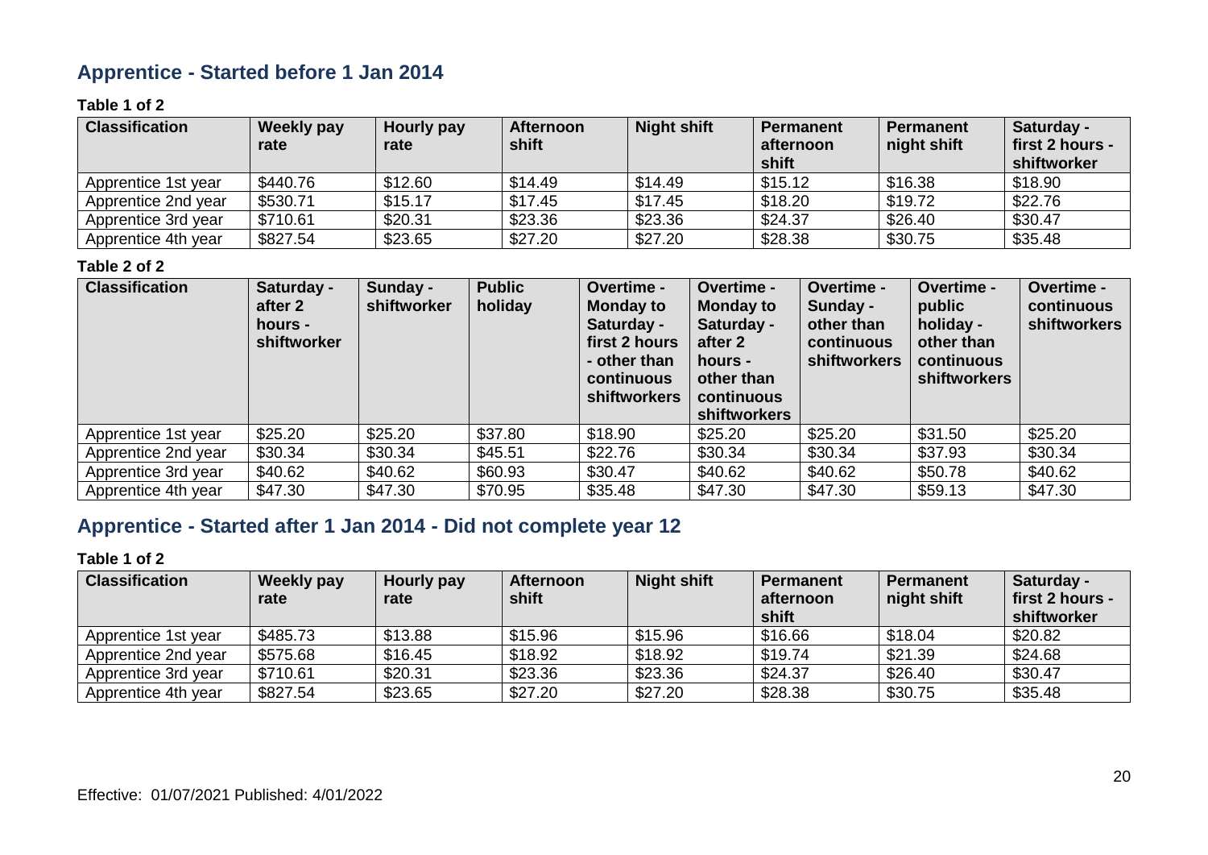## Apprentice - Started before 1 Jan 2014

**Table 1 of 2**

| Classification | Weekly pay rate | Hourly pay rate | Afternoon shift | Night shift | Permanent afternoon shift | Permanent night shift | Saturday - first 2 hours - shiftworker |
|---|---|---|---|---|---|---|---|
| Apprentice 1st year | $440.76 | $12.60 | $14.49 | $14.49 | $15.12 | $16.38 | $18.90 |
| Apprentice 2nd year | $530.71 | $15.17 | $17.45 | $17.45 | $18.20 | $19.72 | $22.76 |
| Apprentice 3rd year | $710.61 | $20.31 | $23.36 | $23.36 | $24.37 | $26.40 | $30.47 |
| Apprentice 4th year | $827.54 | $23.65 | $27.20 | $27.20 | $28.38 | $30.75 | $35.48 |

**Table 2 of 2**

| Classification | Saturday - after 2 hours - shiftworker | Sunday - shiftworker | Public holiday | Overtime - Monday to Saturday - first 2 hours - other than continuous shiftworkers | Overtime - Monday to Saturday - after 2 hours - other than continuous shiftworkers | Overtime - Sunday - other than continuous shiftworkers | Overtime - public holiday - other than continuous shiftworkers | Overtime - continuous shiftworkers |
|---|---|---|---|---|---|---|---|---|
| Apprentice 1st year | $25.20 | $25.20 | $37.80 | $18.90 | $25.20 | $25.20 | $31.50 | $25.20 |
| Apprentice 2nd year | $30.34 | $30.34 | $45.51 | $22.76 | $30.34 | $30.34 | $37.93 | $30.34 |
| Apprentice 3rd year | $40.62 | $40.62 | $60.93 | $30.47 | $40.62 | $40.62 | $50.78 | $40.62 |
| Apprentice 4th year | $47.30 | $47.30 | $70.95 | $35.48 | $47.30 | $47.30 | $59.13 | $47.30 |

## Apprentice - Started after 1 Jan 2014 - Did not complete year 12

**Table 1 of 2**

| Classification | Weekly pay rate | Hourly pay rate | Afternoon shift | Night shift | Permanent afternoon shift | Permanent night shift | Saturday - first 2 hours - shiftworker |
|---|---|---|---|---|---|---|---|
| Apprentice 1st year | $485.73 | $13.88 | $15.96 | $15.96 | $16.66 | $18.04 | $20.82 |
| Apprentice 2nd year | $575.68 | $16.45 | $18.92 | $18.92 | $19.74 | $21.39 | $24.68 |
| Apprentice 3rd year | $710.61 | $20.31 | $23.36 | $23.36 | $24.37 | $26.40 | $30.47 |
| Apprentice 4th year | $827.54 | $23.65 | $27.20 | $27.20 | $28.38 | $30.75 | $35.48 |

Effective: 01/07/2021 Published: 4/01/2022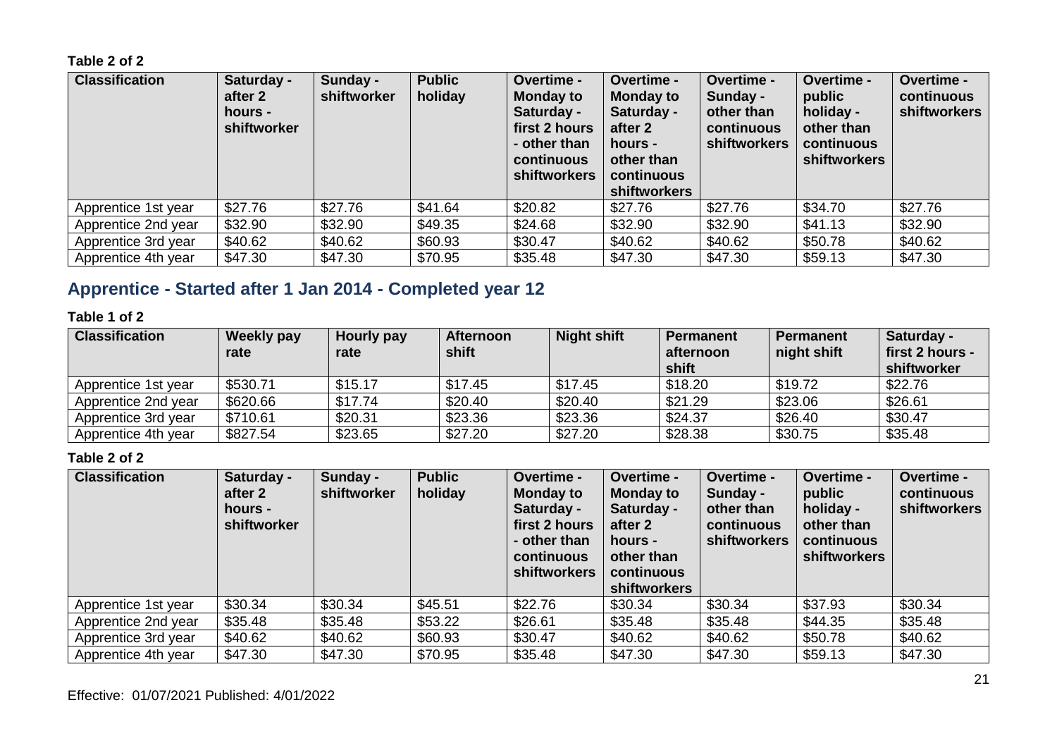**Table 2 of 2**

| Classification | Saturday - after 2 hours - shiftworker | Sunday - shiftworker | Public holiday | Overtime - Monday to Saturday - first 2 hours - other than continuous shiftworkers | Overtime - Monday to Saturday - after 2 hours - other than continuous shiftworkers | Overtime - Sunday - other than continuous shiftworkers | Overtime - public holiday - other than continuous shiftworkers | Overtime - continuous shiftworkers |
| --- | --- | --- | --- | --- | --- | --- | --- | --- |
| Apprentice 1st year | $27.76 | $27.76 | $41.64 | $20.82 | $27.76 | $27.76 | $34.70 | $27.76 |
| Apprentice 2nd year | $32.90 | $32.90 | $49.35 | $24.68 | $32.90 | $32.90 | $41.13 | $32.90 |
| Apprentice 3rd year | $40.62 | $40.62 | $60.93 | $30.47 | $40.62 | $40.62 | $50.78 | $40.62 |
| Apprentice 4th year | $47.30 | $47.30 | $70.95 | $35.48 | $47.30 | $47.30 | $59.13 | $47.30 |

## Apprentice - Started after 1 Jan 2014 - Completed year 12

**Table 1 of 2**

| Classification | Weekly pay rate | Hourly pay rate | Afternoon shift | Night shift | Permanent afternoon shift | Permanent night shift | Saturday - first 2 hours - shiftworker |
| --- | --- | --- | --- | --- | --- | --- | --- |
| Apprentice 1st year | $530.71 | $15.17 | $17.45 | $17.45 | $18.20 | $19.72 | $22.76 |
| Apprentice 2nd year | $620.66 | $17.74 | $20.40 | $20.40 | $21.29 | $23.06 | $26.61 |
| Apprentice 3rd year | $710.61 | $20.31 | $23.36 | $23.36 | $24.37 | $26.40 | $30.47 |
| Apprentice 4th year | $827.54 | $23.65 | $27.20 | $27.20 | $28.38 | $30.75 | $35.48 |

**Table 2 of 2**

| Classification | Saturday - after 2 hours - shiftworker | Sunday - shiftworker | Public holiday | Overtime - Monday to Saturday - first 2 hours - other than continuous shiftworkers | Overtime - Monday to Saturday - after 2 hours - other than continuous shiftworkers | Overtime - Sunday - other than continuous shiftworkers | Overtime - public holiday - other than continuous shiftworkers | Overtime - continuous shiftworkers |
| --- | --- | --- | --- | --- | --- | --- | --- | --- |
| Apprentice 1st year | $30.34 | $30.34 | $45.51 | $22.76 | $30.34 | $30.34 | $37.93 | $30.34 |
| Apprentice 2nd year | $35.48 | $35.48 | $53.22 | $26.61 | $35.48 | $35.48 | $44.35 | $35.48 |
| Apprentice 3rd year | $40.62 | $40.62 | $60.93 | $30.47 | $40.62 | $40.62 | $50.78 | $40.62 |
| Apprentice 4th year | $47.30 | $47.30 | $70.95 | $35.48 | $47.30 | $47.30 | $59.13 | $47.30 |

Effective: 01/07/2021 Published: 4/01/2022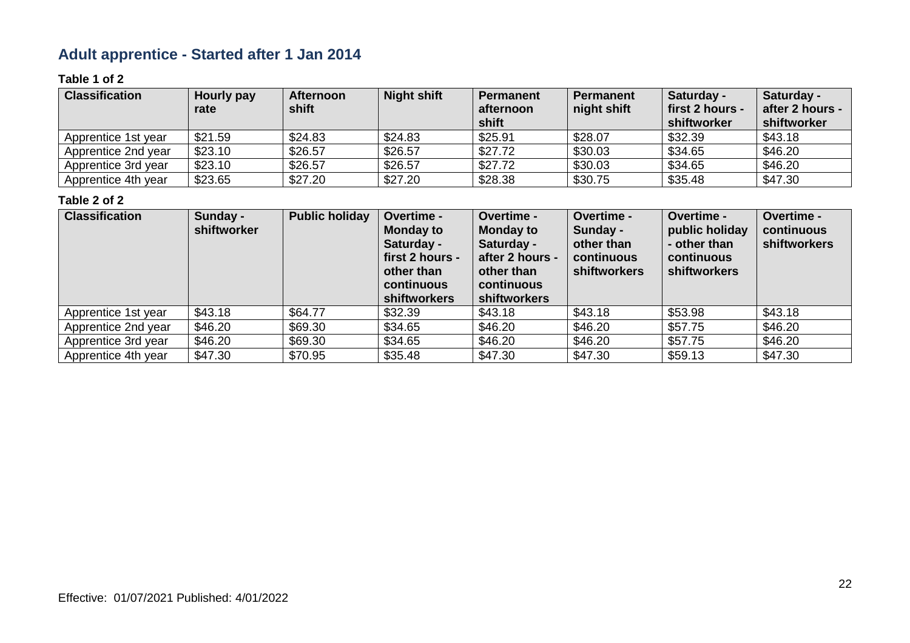## Adult apprentice - Started after 1 Jan 2014

**Table 1 of 2**

| Classification | Hourly pay rate | Afternoon shift | Night shift | Permanent afternoon shift | Permanent night shift | Saturday - first 2 hours - shiftworker | Saturday - after 2 hours - shiftworker |
|---|---|---|---|---|---|---|---|
| Apprentice 1st year | $21.59 | $24.83 | $24.83 | $25.91 | $28.07 | $32.39 | $43.18 |
| Apprentice 2nd year | $23.10 | $26.57 | $26.57 | $27.72 | $30.03 | $34.65 | $46.20 |
| Apprentice 3rd year | $23.10 | $26.57 | $26.57 | $27.72 | $30.03 | $34.65 | $46.20 |
| Apprentice 4th year | $23.65 | $27.20 | $27.20 | $28.38 | $30.75 | $35.48 | $47.30 |

**Table 2 of 2**

| Classification | Sunday - shiftworker | Public holiday | Overtime - Monday to Saturday - first 2 hours - other than continuous shiftworkers | Overtime - Monday to Saturday - after 2 hours - other than continuous shiftworkers | Overtime - Sunday - other than continuous shiftworkers | Overtime - public holiday - other than continuous shiftworkers | Overtime - continuous shiftworkers |
|---|---|---|---|---|---|---|---|
| Apprentice 1st year | $43.18 | $64.77 | $32.39 | $43.18 | $43.18 | $53.98 | $43.18 |
| Apprentice 2nd year | $46.20 | $69.30 | $34.65 | $46.20 | $46.20 | $57.75 | $46.20 |
| Apprentice 3rd year | $46.20 | $69.30 | $34.65 | $46.20 | $46.20 | $57.75 | $46.20 |
| Apprentice 4th year | $47.30 | $70.95 | $35.48 | $47.30 | $47.30 | $59.13 | $47.30 |

Effective: 01/07/2021 Published: 4/01/2022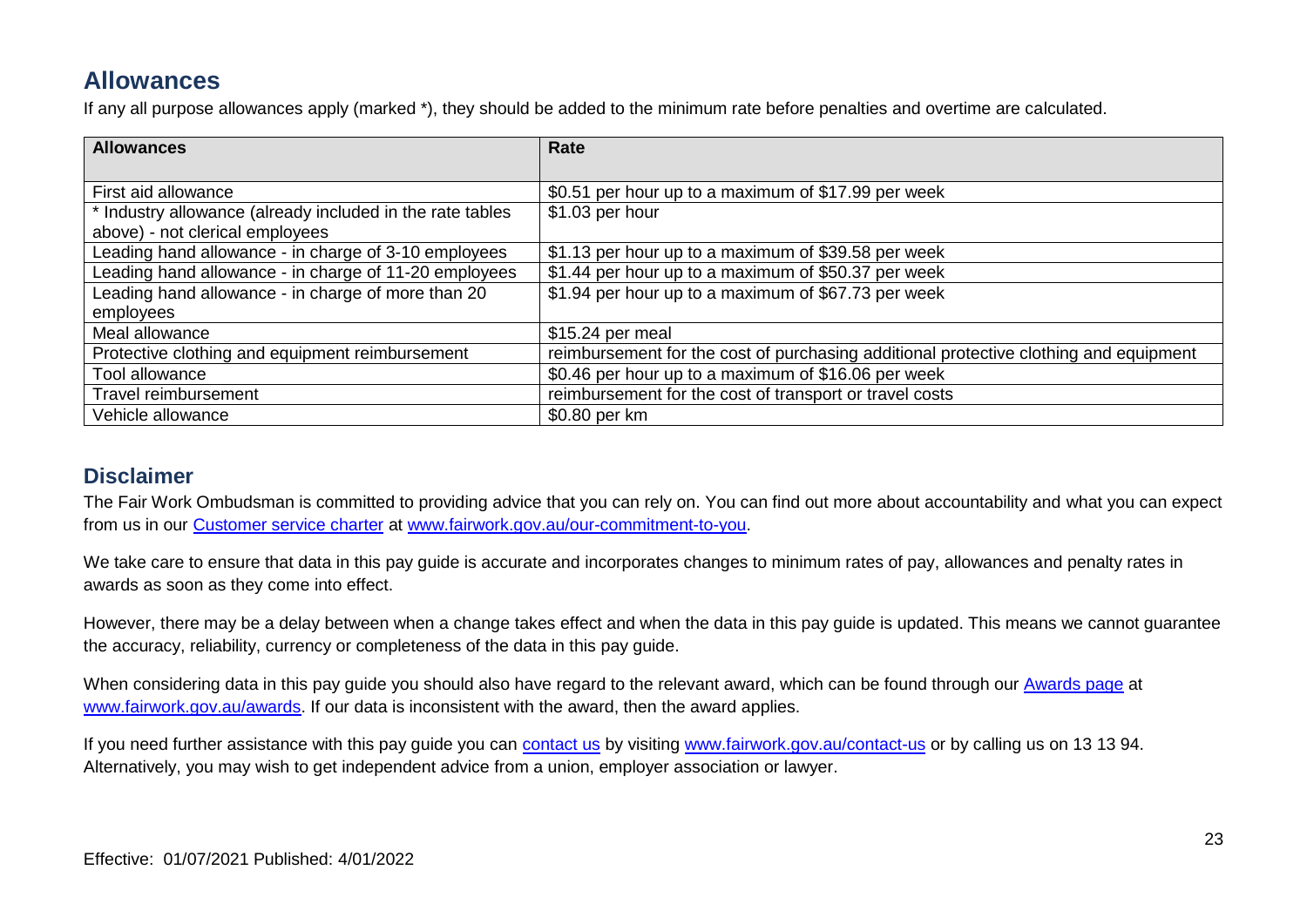## Allowances

If any all purpose allowances apply (marked *), they should be added to the minimum rate before penalties and overtime are calculated.

| Allowances | Rate |
|---|---|
| First aid allowance | $0.51 per hour up to a maximum of $17.99 per week |
| * Industry allowance (already included in the rate tables above) - not clerical employees | $1.03 per hour |
| Leading hand allowance - in charge of 3-10 employees | $1.13 per hour up to a maximum of $39.58 per week |
| Leading hand allowance - in charge of 11-20 employees | $1.44 per hour up to a maximum of $50.37 per week |
| Leading hand allowance - in charge of more than 20 employees | $1.94 per hour up to a maximum of $67.73 per week |
| Meal allowance | $15.24 per meal |
| Protective clothing and equipment reimbursement | reimbursement for the cost of purchasing additional protective clothing and equipment |
| Tool allowance | $0.46 per hour up to a maximum of $16.06 per week |
| Travel reimbursement | reimbursement for the cost of transport or travel costs |
| Vehicle allowance | $0.80 per km |

## Disclaimer

The Fair Work Ombudsman is committed to providing advice that you can rely on. You can find out more about accountability and what you can expect from us in our [Customer service charter](www.fairwork.gov.au/our-commitment-to-you) at [www.fairwork.gov.au/our-commitment-to-you](www.fairwork.gov.au/our-commitment-to-you).

We take care to ensure that data in this pay guide is accurate and incorporates changes to minimum rates of pay, allowances and penalty rates in awards as soon as they come into effect.

However, there may be a delay between when a change takes effect and when the data in this pay guide is updated. This means we cannot guarantee the accuracy, reliability, currency or completeness of the data in this pay guide.

When considering data in this pay guide you should also have regard to the relevant award, which can be found through our [Awards page](www.fairwork.gov.au/awards) at [www.fairwork.gov.au/awards](www.fairwork.gov.au/awards). If our data is inconsistent with the award, then the award applies.

If you need further assistance with this pay guide you can [contact us](www.fairwork.gov.au/contact-us) by visiting [www.fairwork.gov.au/contact-us](www.fairwork.gov.au/contact-us) or by calling us on 13 13 94. Alternatively, you may wish to get independent advice from a union, employer association or lawyer.

Effective: 01/07/2021 Published: 4/01/2022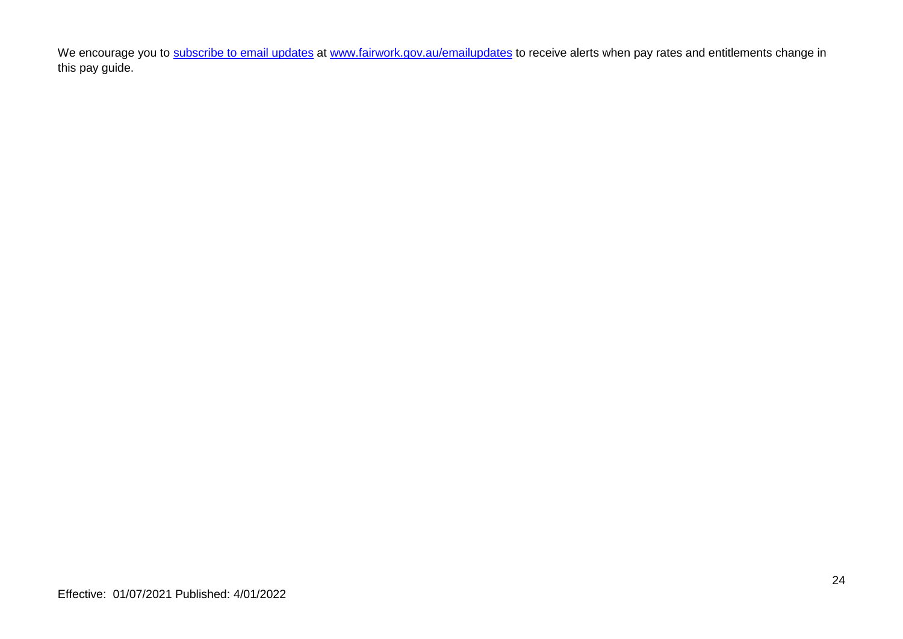We encourage you to [subscribe to email updates](http://www.fairwork.gov.au/emailupdates) at [www.fairwork.gov.au/emailupdates](http://www.fairwork.gov.au/emailupdates) to receive alerts when pay rates and entitlements change in this pay guide.